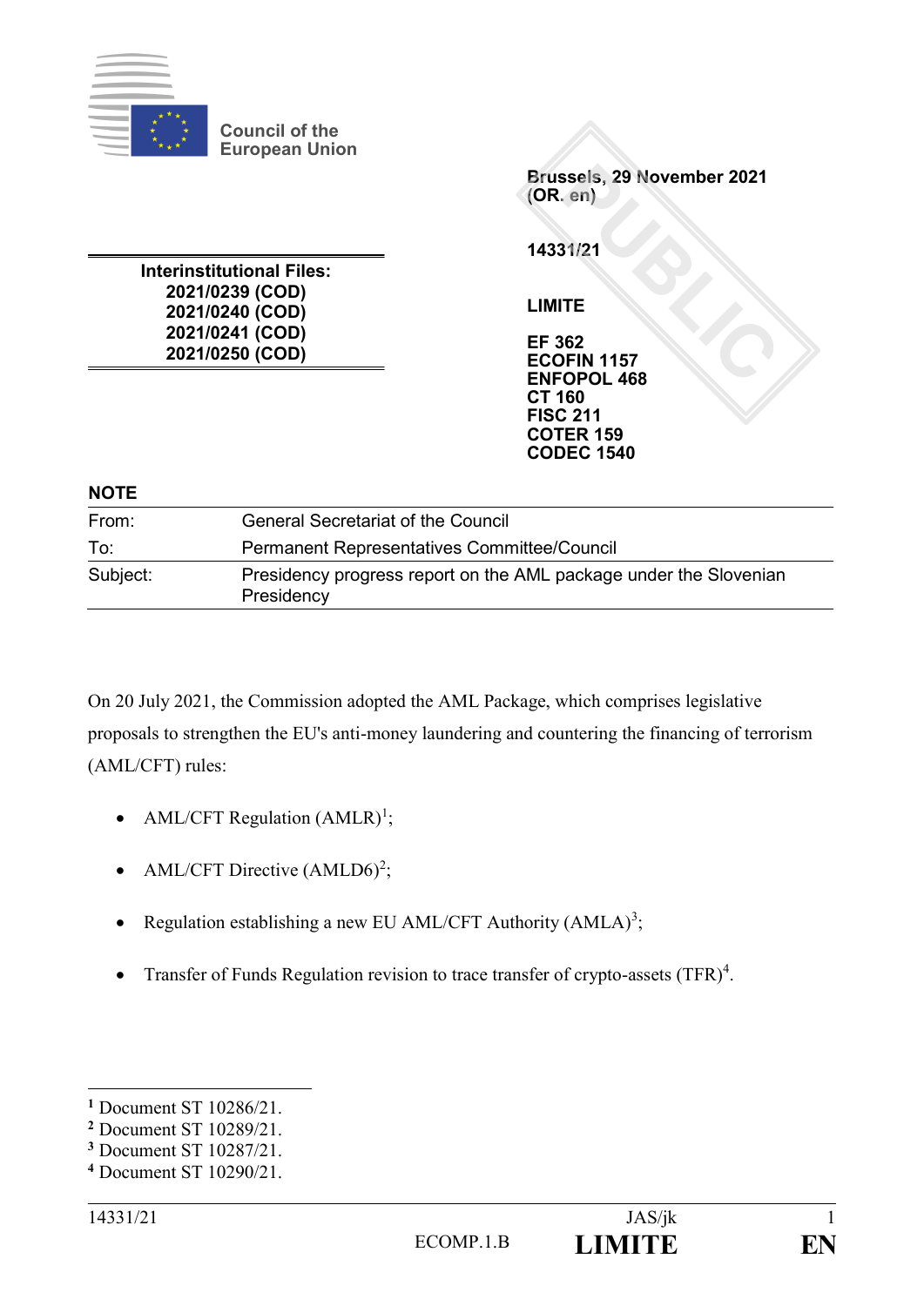Council of the European Union

Brussels, 29 November 2021
(OR. en)

14331/21

LIMITE

EF 362
ECOFIN 1157
ENFOPOL 468
CT 160
FISC 211
COTER 159
CODEC 1540

**Interinstitutional Files:**
**2021/0239 (COD)**
**2021/0240 (COD)**
**2021/0241 (COD)**
**2021/0250 (COD)**

**NOTE**

| | |
|---|---|
| From: | General Secretariat of the Council |
| To: | Permanent Representatives Committee/Council |
| Subject: | Presidency progress report on the AML package under the Slovenian Presidency |

On 20 July 2021, the Commission adopted the AML Package, which comprises legislative proposals to strengthen the EU's anti-money laundering and countering the financing of terrorism (AML/CFT) rules:

- AML/CFT Regulation (AMLR)[1];
- AML/CFT Directive (AMLD6)[2];
- Regulation establishing a new EU AML/CFT Authority (AMLA)[3];
- Transfer of Funds Regulation revision to trace transfer of crypto-assets (TFR)[4].

[1] Document ST 10286/21.
[2] Document ST 10289/21.
[3] Document ST 10287/21.
[4] Document ST 10290/21.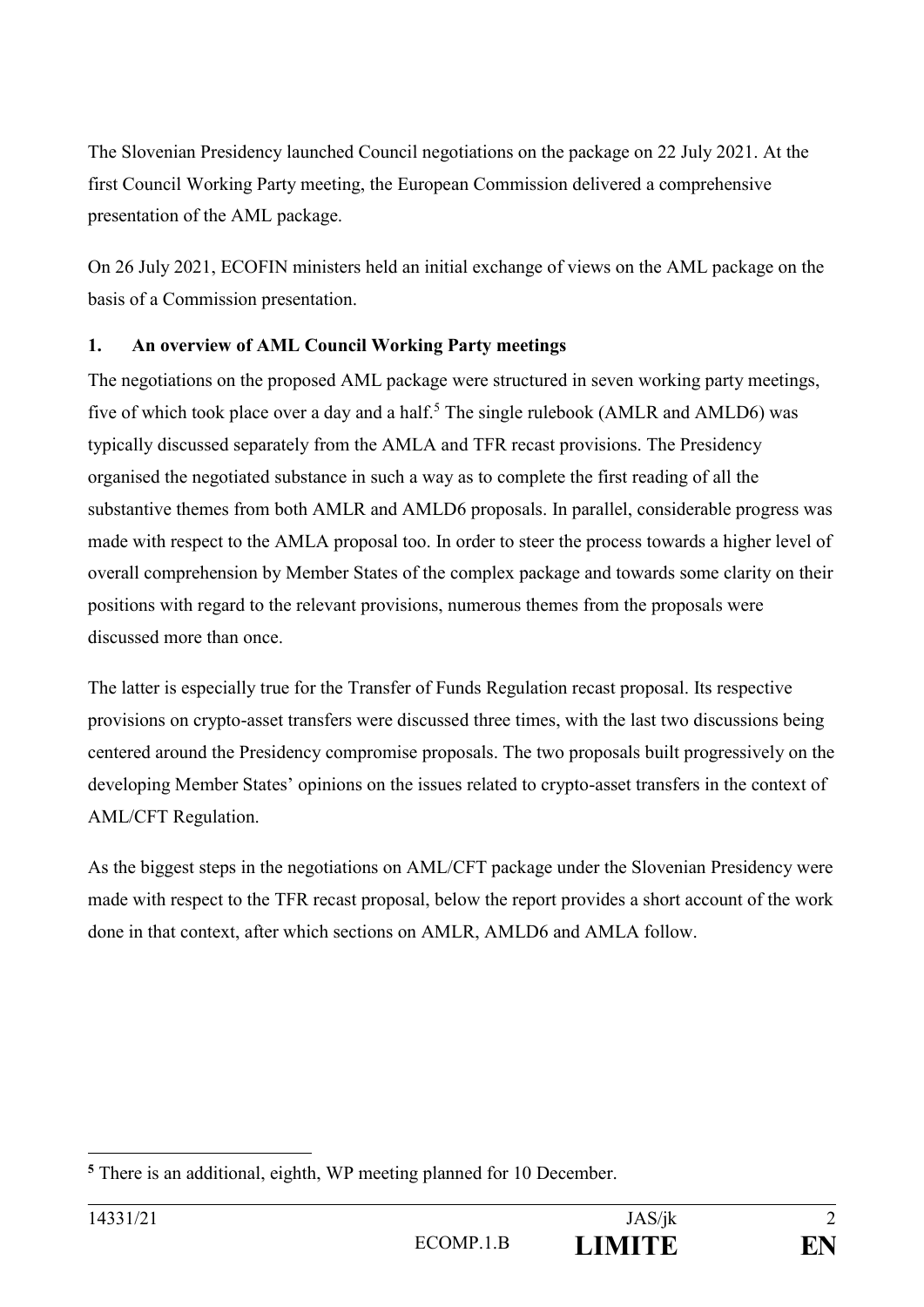The Slovenian Presidency launched Council negotiations on the package on 22 July 2021. At the first Council Working Party meeting, the European Commission delivered a comprehensive presentation of the AML package.

On 26 July 2021, ECOFIN ministers held an initial exchange of views on the AML package on the basis of a Commission presentation.

## 1. An overview of AML Council Working Party meetings

The negotiations on the proposed AML package were structured in seven working party meetings, five of which took place over a day and a half.[5] The single rulebook (AMLR and AMLD6) was typically discussed separately from the AMLA and TFR recast provisions. The Presidency organised the negotiated substance in such a way as to complete the first reading of all the substantive themes from both AMLR and AMLD6 proposals. In parallel, considerable progress was made with respect to the AMLA proposal too. In order to steer the process towards a higher level of overall comprehension by Member States of the complex package and towards some clarity on their positions with regard to the relevant provisions, numerous themes from the proposals were discussed more than once.

The latter is especially true for the Transfer of Funds Regulation recast proposal. Its respective provisions on crypto-asset transfers were discussed three times, with the last two discussions being centered around the Presidency compromise proposals. The two proposals built progressively on the developing Member States' opinions on the issues related to crypto-asset transfers in the context of AML/CFT Regulation.

As the biggest steps in the negotiations on AML/CFT package under the Slovenian Presidency were made with respect to the TFR recast proposal, below the report provides a short account of the work done in that context, after which sections on AMLR, AMLD6 and AMLA follow.

---

[5] There is an additional, eighth, WP meeting planned for 10 December.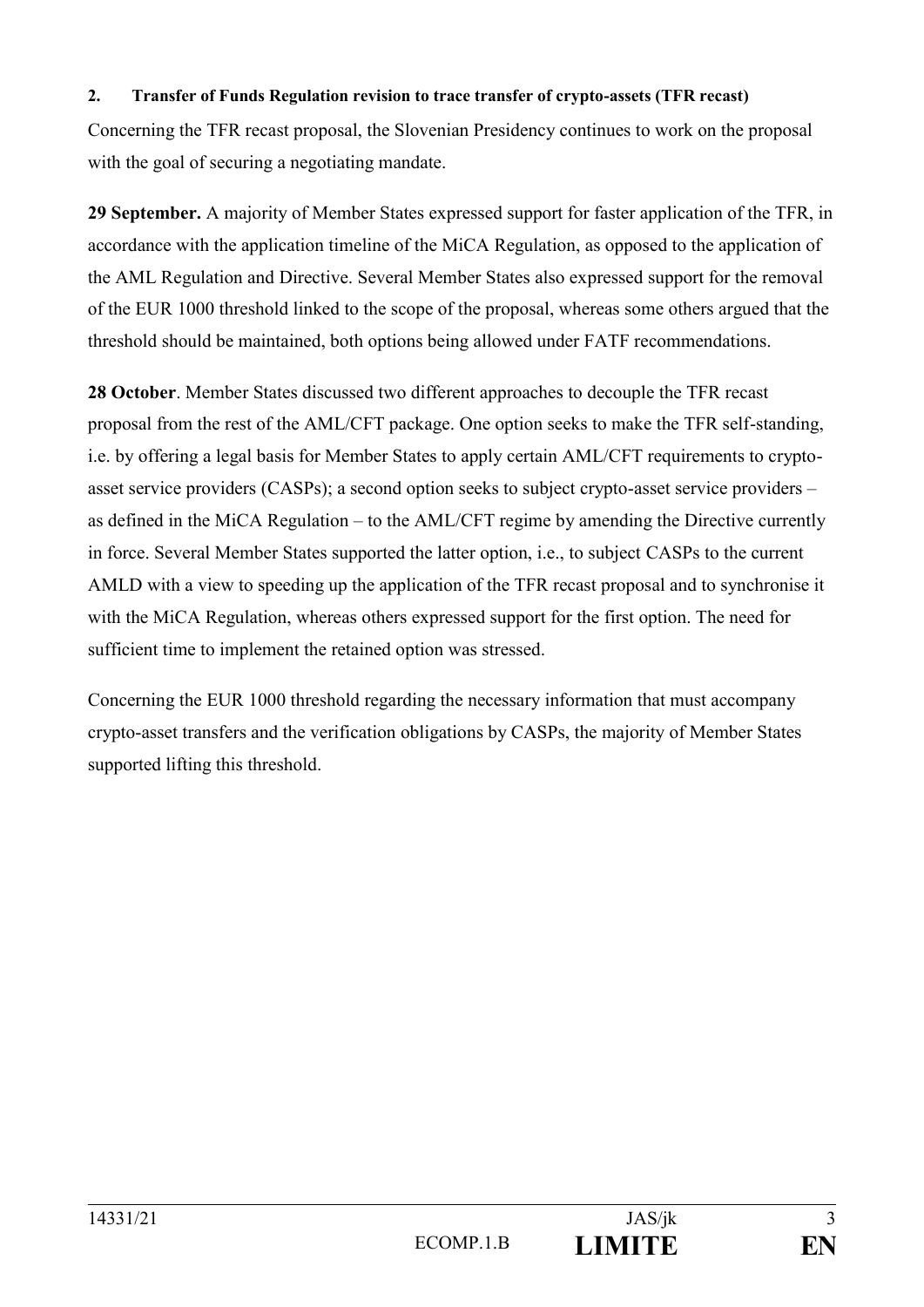**2. Transfer of Funds Regulation revision to trace transfer of crypto-assets (TFR recast)**

Concerning the TFR recast proposal, the Slovenian Presidency continues to work on the proposal with the goal of securing a negotiating mandate.

**29 September.** A majority of Member States expressed support for faster application of the TFR, in accordance with the application timeline of the MiCA Regulation, as opposed to the application of the AML Regulation and Directive. Several Member States also expressed support for the removal of the EUR 1000 threshold linked to the scope of the proposal, whereas some others argued that the threshold should be maintained, both options being allowed under FATF recommendations.

**28 October**. Member States discussed two different approaches to decouple the TFR recast proposal from the rest of the AML/CFT package. One option seeks to make the TFR self-standing, i.e. by offering a legal basis for Member States to apply certain AML/CFT requirements to crypto-asset service providers (CASPs); a second option seeks to subject crypto-asset service providers – as defined in the MiCA Regulation – to the AML/CFT regime by amending the Directive currently in force. Several Member States supported the latter option, i.e., to subject CASPs to the current AMLD with a view to speeding up the application of the TFR recast proposal and to synchronise it with the MiCA Regulation, whereas others expressed support for the first option. The need for sufficient time to implement the retained option was stressed.

Concerning the EUR 1000 threshold regarding the necessary information that must accompany crypto-asset transfers and the verification obligations by CASPs, the majority of Member States supported lifting this threshold.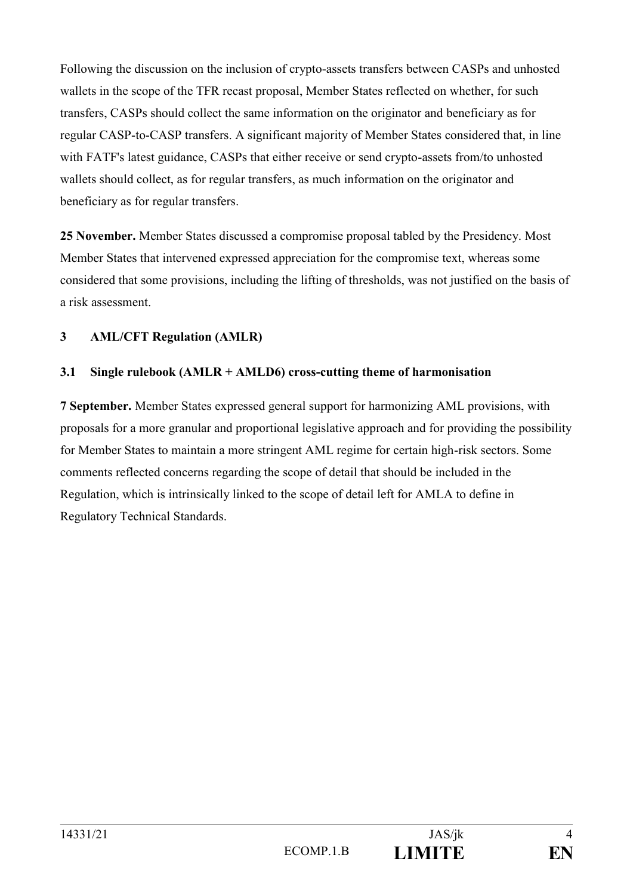Following the discussion on the inclusion of crypto-assets transfers between CASPs and unhosted wallets in the scope of the TFR recast proposal, Member States reflected on whether, for such transfers, CASPs should collect the same information on the originator and beneficiary as for regular CASP-to-CASP transfers. A significant majority of Member States considered that, in line with FATF's latest guidance, CASPs that either receive or send crypto-assets from/to unhosted wallets should collect, as for regular transfers, as much information on the originator and beneficiary as for regular transfers.

**25 November.** Member States discussed a compromise proposal tabled by the Presidency. Most Member States that intervened expressed appreciation for the compromise text, whereas some considered that some provisions, including the lifting of thresholds, was not justified on the basis of a risk assessment.

## 3 AML/CFT Regulation (AMLR)

### 3.1 Single rulebook (AMLR + AMLD6) cross-cutting theme of harmonisation

**7 September.** Member States expressed general support for harmonizing AML provisions, with proposals for a more granular and proportional legislative approach and for providing the possibility for Member States to maintain a more stringent AML regime for certain high-risk sectors. Some comments reflected concerns regarding the scope of detail that should be included in the Regulation, which is intrinsically linked to the scope of detail left for AMLA to define in Regulatory Technical Standards.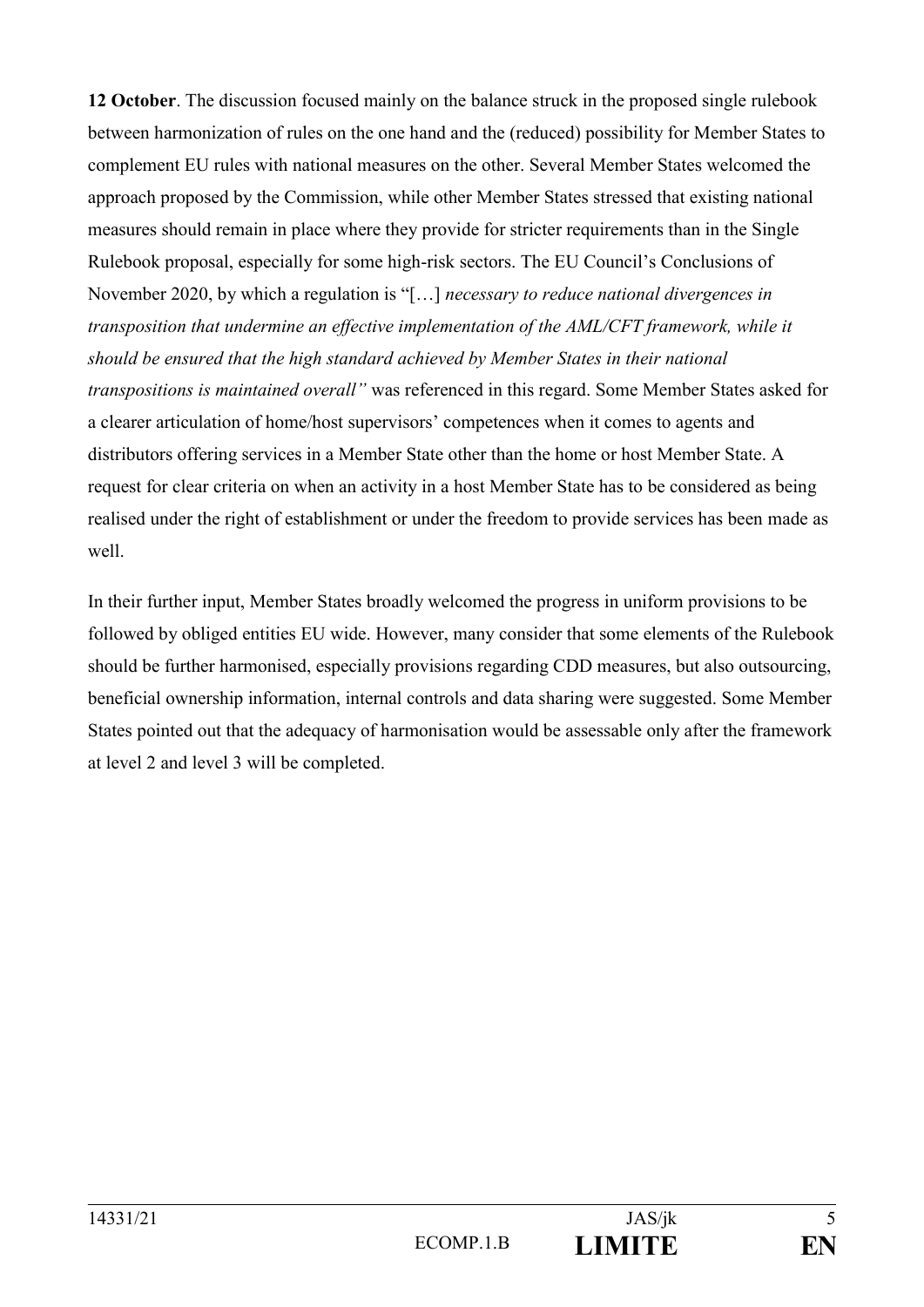**12 October**. The discussion focused mainly on the balance struck in the proposed single rulebook between harmonization of rules on the one hand and the (reduced) possibility for Member States to complement EU rules with national measures on the other. Several Member States welcomed the approach proposed by the Commission, while other Member States stressed that existing national measures should remain in place where they provide for stricter requirements than in the Single Rulebook proposal, especially for some high-risk sectors. The EU Council's Conclusions of November 2020, by which a regulation is "[…] *necessary to reduce national divergences in transposition that undermine an effective implementation of the AML/CFT framework, while it should be ensured that the high standard achieved by Member States in their national transpositions is maintained overall"* was referenced in this regard. Some Member States asked for a clearer articulation of home/host supervisors' competences when it comes to agents and distributors offering services in a Member State other than the home or host Member State. A request for clear criteria on when an activity in a host Member State has to be considered as being realised under the right of establishment or under the freedom to provide services has been made as well.

In their further input, Member States broadly welcomed the progress in uniform provisions to be followed by obliged entities EU wide. However, many consider that some elements of the Rulebook should be further harmonised, especially provisions regarding CDD measures, but also outsourcing, beneficial ownership information, internal controls and data sharing were suggested. Some Member States pointed out that the adequacy of harmonisation would be assessable only after the framework at level 2 and level 3 will be completed.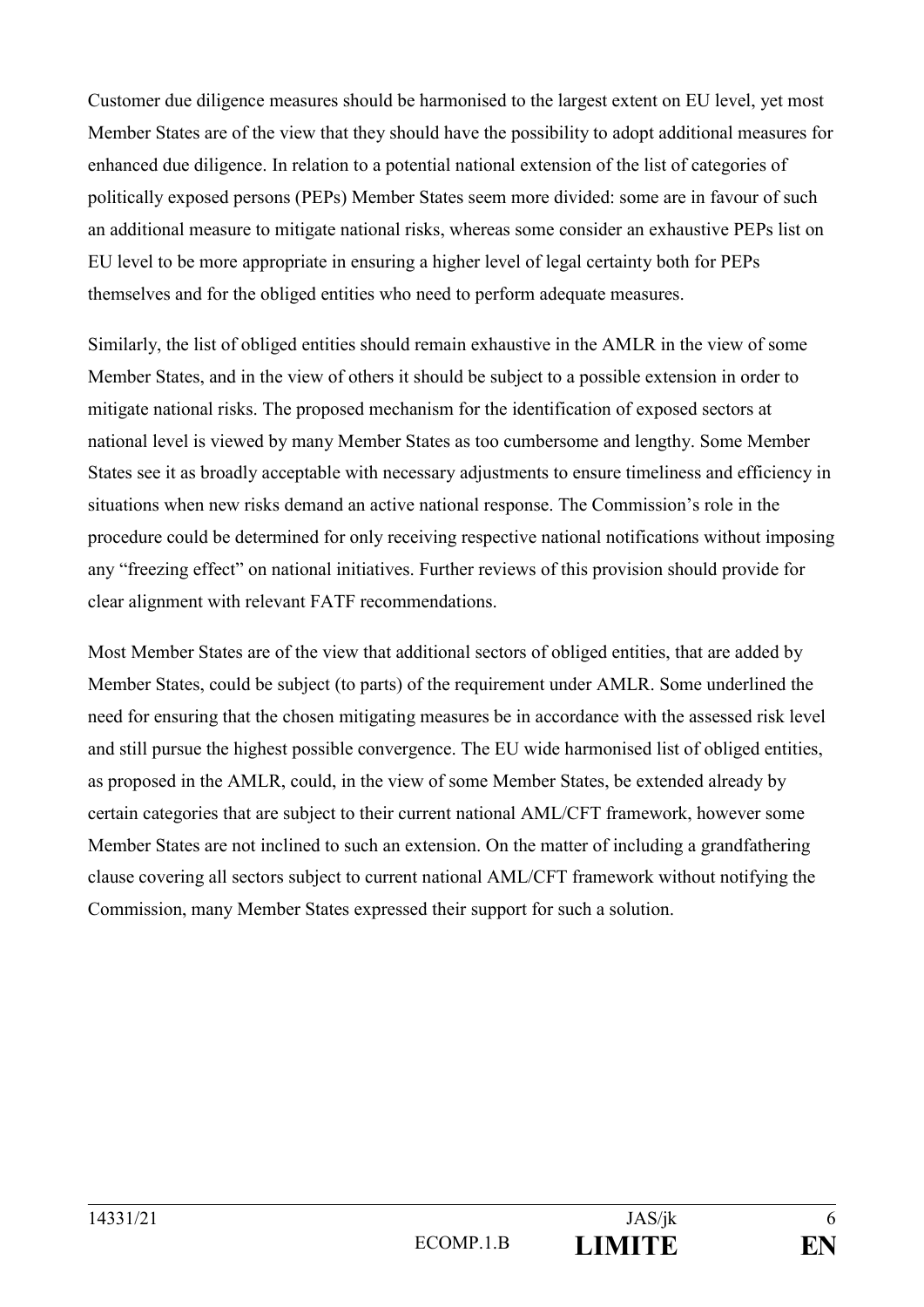Customer due diligence measures should be harmonised to the largest extent on EU level, yet most Member States are of the view that they should have the possibility to adopt additional measures for enhanced due diligence. In relation to a potential national extension of the list of categories of politically exposed persons (PEPs) Member States seem more divided: some are in favour of such an additional measure to mitigate national risks, whereas some consider an exhaustive PEPs list on EU level to be more appropriate in ensuring a higher level of legal certainty both for PEPs themselves and for the obliged entities who need to perform adequate measures.

Similarly, the list of obliged entities should remain exhaustive in the AMLR in the view of some Member States, and in the view of others it should be subject to a possible extension in order to mitigate national risks. The proposed mechanism for the identification of exposed sectors at national level is viewed by many Member States as too cumbersome and lengthy. Some Member States see it as broadly acceptable with necessary adjustments to ensure timeliness and efficiency in situations when new risks demand an active national response. The Commission's role in the procedure could be determined for only receiving respective national notifications without imposing any "freezing effect" on national initiatives. Further reviews of this provision should provide for clear alignment with relevant FATF recommendations.

Most Member States are of the view that additional sectors of obliged entities, that are added by Member States, could be subject (to parts) of the requirement under AMLR. Some underlined the need for ensuring that the chosen mitigating measures be in accordance with the assessed risk level and still pursue the highest possible convergence. The EU wide harmonised list of obliged entities, as proposed in the AMLR, could, in the view of some Member States, be extended already by certain categories that are subject to their current national AML/CFT framework, however some Member States are not inclined to such an extension. On the matter of including a grandfathering clause covering all sectors subject to current national AML/CFT framework without notifying the Commission, many Member States expressed their support for such a solution.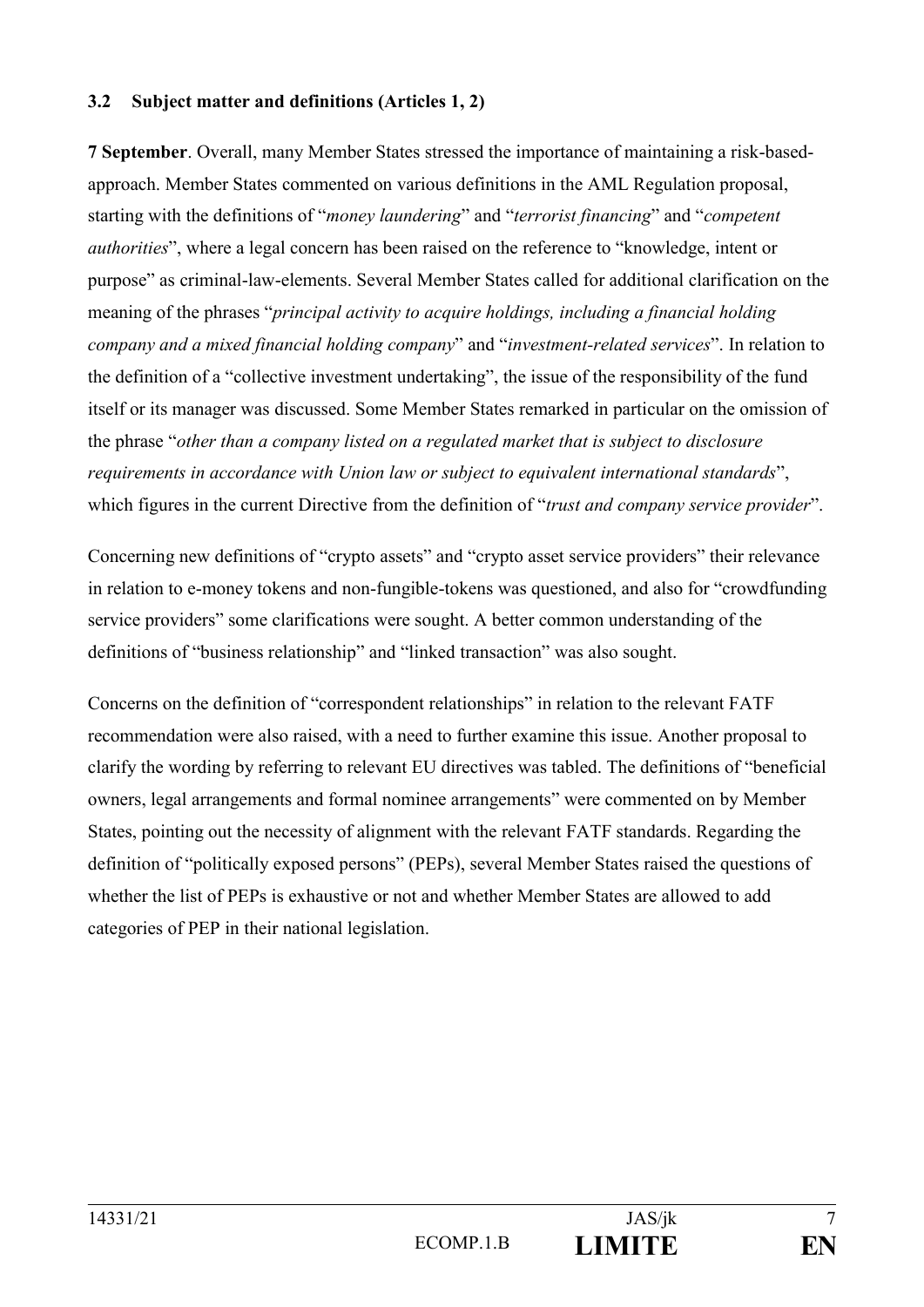### 3.2 Subject matter and definitions (Articles 1, 2)

**7 September**. Overall, many Member States stressed the importance of maintaining a risk-based-approach. Member States commented on various definitions in the AML Regulation proposal, starting with the definitions of "*money laundering*" and "*terrorist financing*" and "*competent authorities*", where a legal concern has been raised on the reference to "knowledge, intent or purpose" as criminal-law-elements. Several Member States called for additional clarification on the meaning of the phrases "*principal activity to acquire holdings, including a financial holding company and a mixed financial holding company*" and "*investment-related services*". In relation to the definition of a "collective investment undertaking", the issue of the responsibility of the fund itself or its manager was discussed. Some Member States remarked in particular on the omission of the phrase "*other than a company listed on a regulated market that is subject to disclosure requirements in accordance with Union law or subject to equivalent international standards*", which figures in the current Directive from the definition of "*trust and company service provider*".

Concerning new definitions of "crypto assets" and "crypto asset service providers" their relevance in relation to e-money tokens and non-fungible-tokens was questioned, and also for "crowdfunding service providers" some clarifications were sought. A better common understanding of the definitions of "business relationship" and "linked transaction" was also sought.

Concerns on the definition of "correspondent relationships" in relation to the relevant FATF recommendation were also raised, with a need to further examine this issue. Another proposal to clarify the wording by referring to relevant EU directives was tabled. The definitions of "beneficial owners, legal arrangements and formal nominee arrangements" were commented on by Member States, pointing out the necessity of alignment with the relevant FATF standards. Regarding the definition of "politically exposed persons" (PEPs), several Member States raised the questions of whether the list of PEPs is exhaustive or not and whether Member States are allowed to add categories of PEP in their national legislation.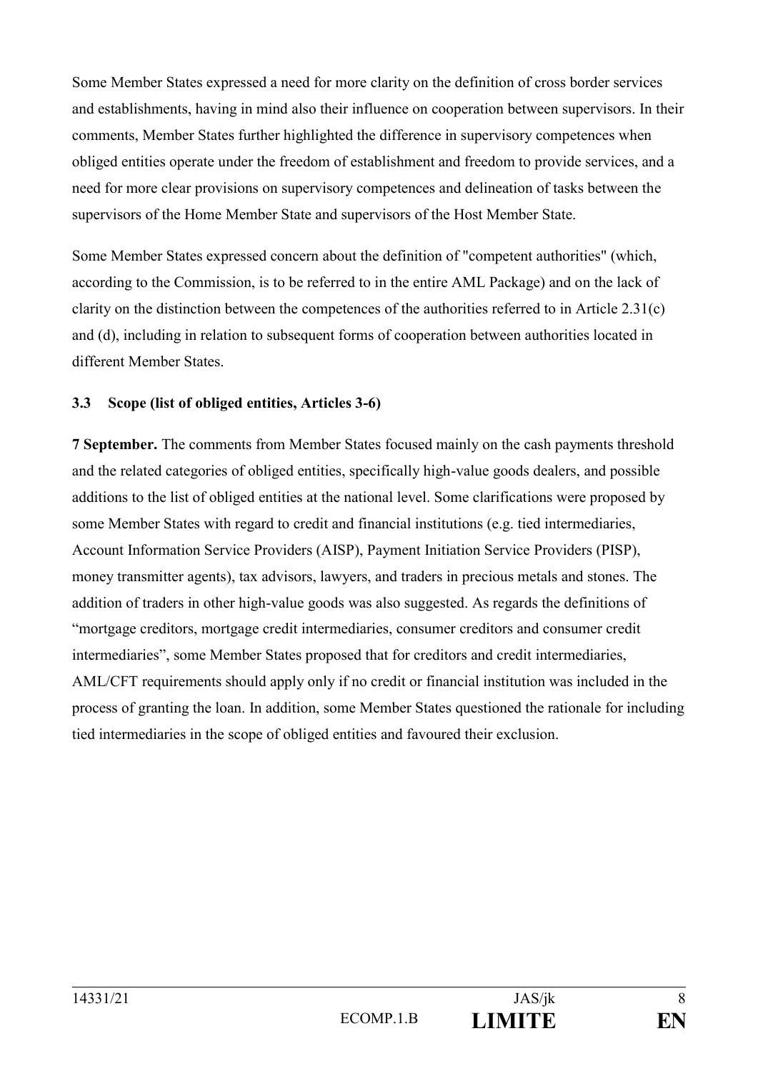Some Member States expressed a need for more clarity on the definition of cross border services and establishments, having in mind also their influence on cooperation between supervisors. In their comments, Member States further highlighted the difference in supervisory competences when obliged entities operate under the freedom of establishment and freedom to provide services, and a need for more clear provisions on supervisory competences and delineation of tasks between the supervisors of the Home Member State and supervisors of the Host Member State.

Some Member States expressed concern about the definition of "competent authorities" (which, according to the Commission, is to be referred to in the entire AML Package) and on the lack of clarity on the distinction between the competences of the authorities referred to in Article 2.31(c) and (d), including in relation to subsequent forms of cooperation between authorities located in different Member States.

### 3.3 Scope (list of obliged entities, Articles 3-6)

**7 September.** The comments from Member States focused mainly on the cash payments threshold and the related categories of obliged entities, specifically high-value goods dealers, and possible additions to the list of obliged entities at the national level. Some clarifications were proposed by some Member States with regard to credit and financial institutions (e.g. tied intermediaries, Account Information Service Providers (AISP), Payment Initiation Service Providers (PISP), money transmitter agents), tax advisors, lawyers, and traders in precious metals and stones. The addition of traders in other high-value goods was also suggested. As regards the definitions of "mortgage creditors, mortgage credit intermediaries, consumer creditors and consumer credit intermediaries", some Member States proposed that for creditors and credit intermediaries, AML/CFT requirements should apply only if no credit or financial institution was included in the process of granting the loan. In addition, some Member States questioned the rationale for including tied intermediaries in the scope of obliged entities and favoured their exclusion.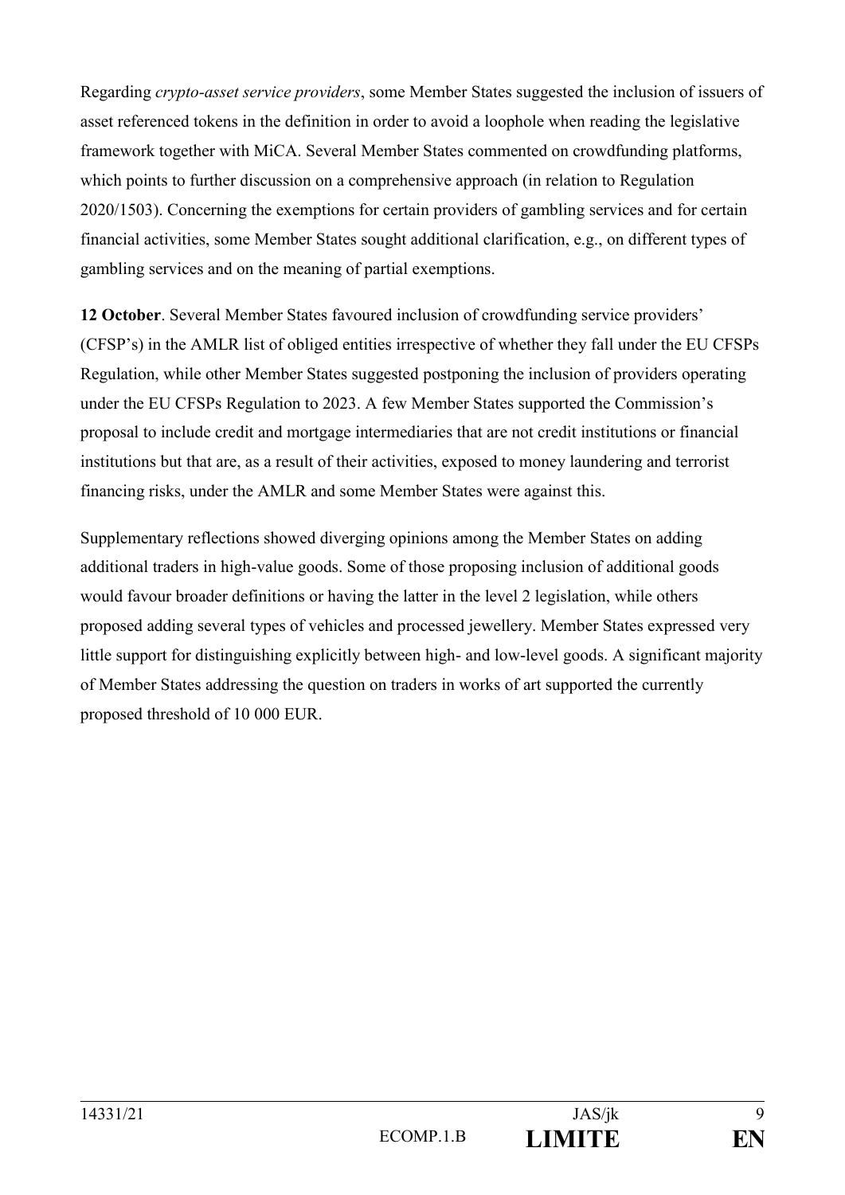Regarding *crypto-asset service providers*, some Member States suggested the inclusion of issuers of asset referenced tokens in the definition in order to avoid a loophole when reading the legislative framework together with MiCA. Several Member States commented on crowdfunding platforms, which points to further discussion on a comprehensive approach (in relation to Regulation 2020/1503). Concerning the exemptions for certain providers of gambling services and for certain financial activities, some Member States sought additional clarification, e.g., on different types of gambling services and on the meaning of partial exemptions.

**12 October**. Several Member States favoured inclusion of crowdfunding service providers' (CFSP's) in the AMLR list of obliged entities irrespective of whether they fall under the EU CFSPs Regulation, while other Member States suggested postponing the inclusion of providers operating under the EU CFSPs Regulation to 2023. A few Member States supported the Commission's proposal to include credit and mortgage intermediaries that are not credit institutions or financial institutions but that are, as a result of their activities, exposed to money laundering and terrorist financing risks, under the AMLR and some Member States were against this.

Supplementary reflections showed diverging opinions among the Member States on adding additional traders in high-value goods. Some of those proposing inclusion of additional goods would favour broader definitions or having the latter in the level 2 legislation, while others proposed adding several types of vehicles and processed jewellery. Member States expressed very little support for distinguishing explicitly between high- and low-level goods. A significant majority of Member States addressing the question on traders in works of art supported the currently proposed threshold of 10 000 EUR.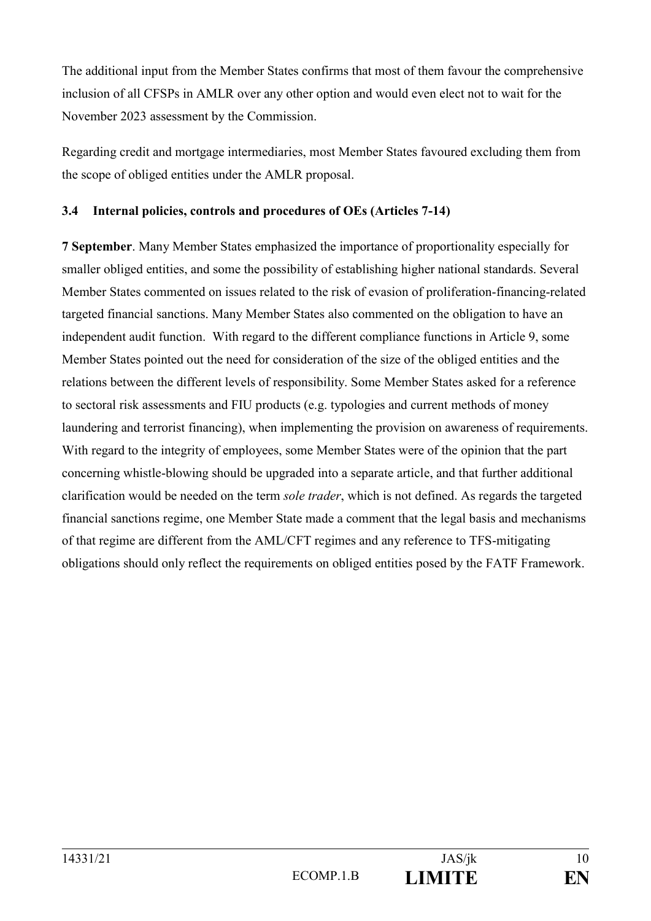The additional input from the Member States confirms that most of them favour the comprehensive inclusion of all CFSPs in AMLR over any other option and would even elect not to wait for the November 2023 assessment by the Commission.

Regarding credit and mortgage intermediaries, most Member States favoured excluding them from the scope of obliged entities under the AMLR proposal.

### 3.4 Internal policies, controls and procedures of OEs (Articles 7-14)

**7 September**. Many Member States emphasized the importance of proportionality especially for smaller obliged entities, and some the possibility of establishing higher national standards. Several Member States commented on issues related to the risk of evasion of proliferation-financing-related targeted financial sanctions. Many Member States also commented on the obligation to have an independent audit function. With regard to the different compliance functions in Article 9, some Member States pointed out the need for consideration of the size of the obliged entities and the relations between the different levels of responsibility. Some Member States asked for a reference to sectoral risk assessments and FIU products (e.g. typologies and current methods of money laundering and terrorist financing), when implementing the provision on awareness of requirements. With regard to the integrity of employees, some Member States were of the opinion that the part concerning whistle-blowing should be upgraded into a separate article, and that further additional clarification would be needed on the term *sole trader*, which is not defined. As regards the targeted financial sanctions regime, one Member State made a comment that the legal basis and mechanisms of that regime are different from the AML/CFT regimes and any reference to TFS-mitigating obligations should only reflect the requirements on obliged entities posed by the FATF Framework.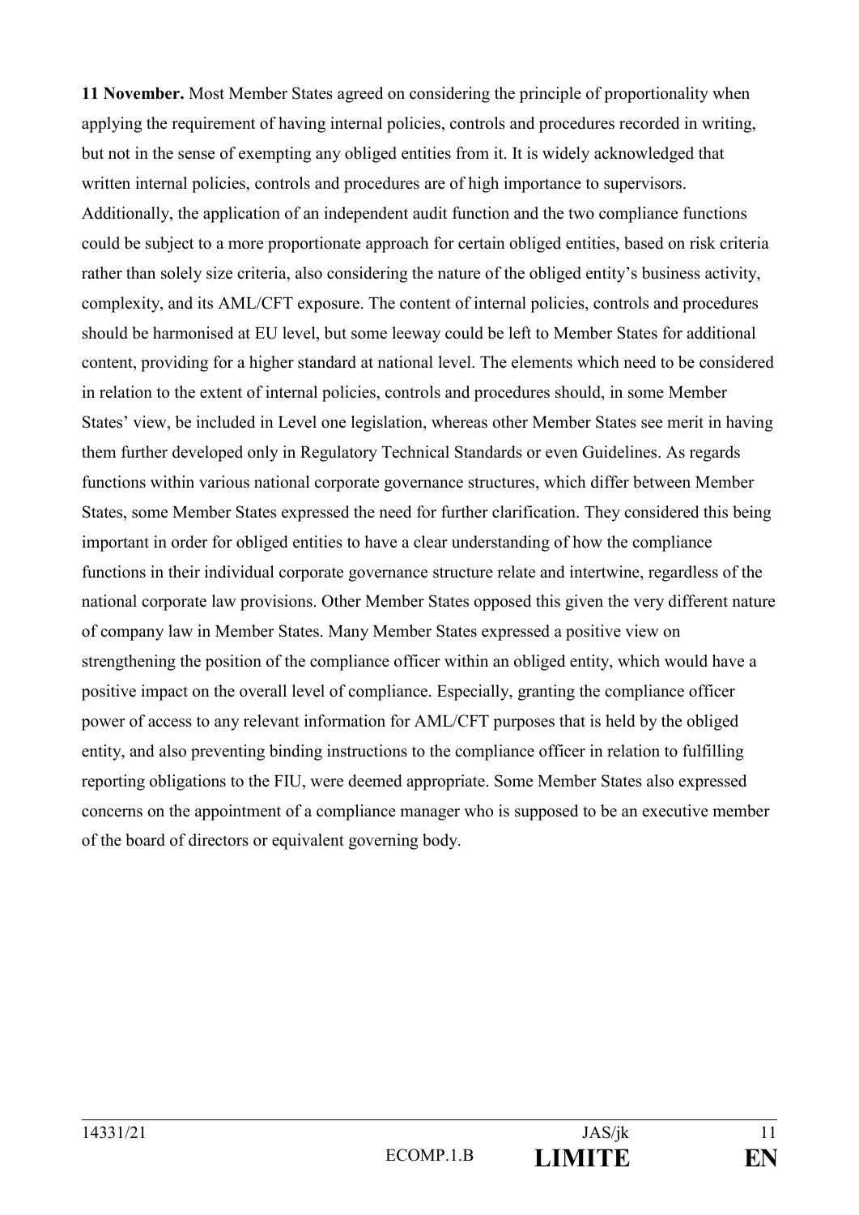**11 November.** Most Member States agreed on considering the principle of proportionality when applying the requirement of having internal policies, controls and procedures recorded in writing, but not in the sense of exempting any obliged entities from it. It is widely acknowledged that written internal policies, controls and procedures are of high importance to supervisors. Additionally, the application of an independent audit function and the two compliance functions could be subject to a more proportionate approach for certain obliged entities, based on risk criteria rather than solely size criteria, also considering the nature of the obliged entity's business activity, complexity, and its AML/CFT exposure. The content of internal policies, controls and procedures should be harmonised at EU level, but some leeway could be left to Member States for additional content, providing for a higher standard at national level. The elements which need to be considered in relation to the extent of internal policies, controls and procedures should, in some Member States' view, be included in Level one legislation, whereas other Member States see merit in having them further developed only in Regulatory Technical Standards or even Guidelines. As regards functions within various national corporate governance structures, which differ between Member States, some Member States expressed the need for further clarification. They considered this being important in order for obliged entities to have a clear understanding of how the compliance functions in their individual corporate governance structure relate and intertwine, regardless of the national corporate law provisions. Other Member States opposed this given the very different nature of company law in Member States. Many Member States expressed a positive view on strengthening the position of the compliance officer within an obliged entity, which would have a positive impact on the overall level of compliance. Especially, granting the compliance officer power of access to any relevant information for AML/CFT purposes that is held by the obliged entity, and also preventing binding instructions to the compliance officer in relation to fulfilling reporting obligations to the FIU, were deemed appropriate. Some Member States also expressed concerns on the appointment of a compliance manager who is supposed to be an executive member of the board of directors or equivalent governing body.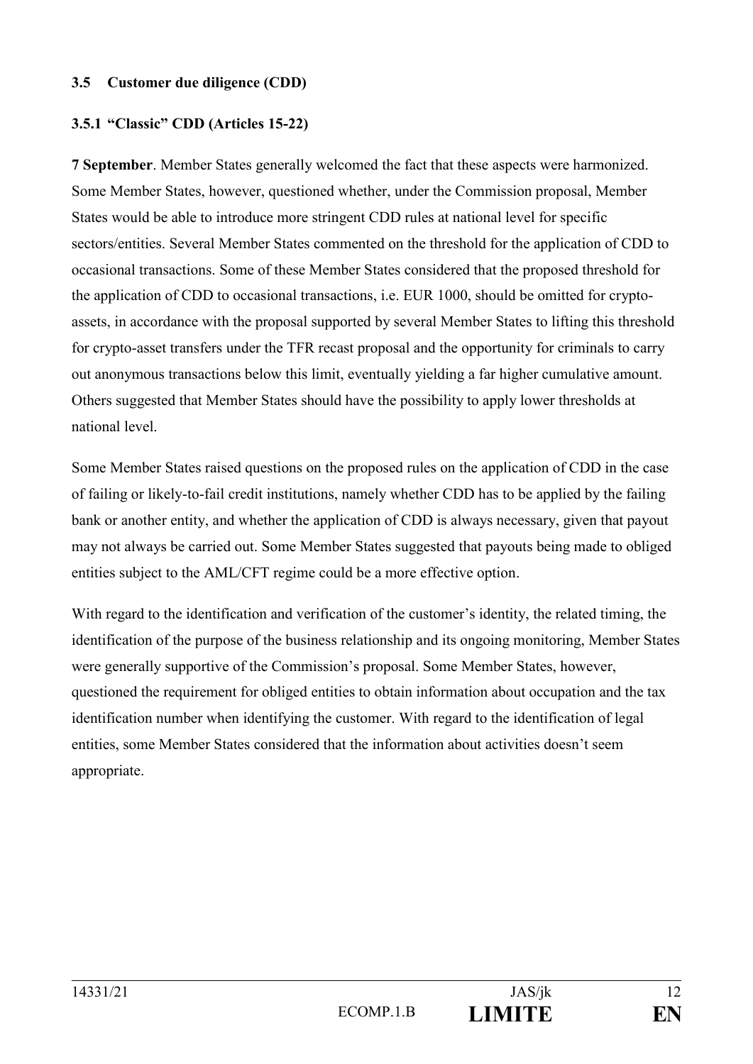### 3.5 Customer due diligence (CDD)

#### 3.5.1 "Classic" CDD (Articles 15-22)

**7 September**. Member States generally welcomed the fact that these aspects were harmonized. Some Member States, however, questioned whether, under the Commission proposal, Member States would be able to introduce more stringent CDD rules at national level for specific sectors/entities. Several Member States commented on the threshold for the application of CDD to occasional transactions. Some of these Member States considered that the proposed threshold for the application of CDD to occasional transactions, i.e. EUR 1000, should be omitted for crypto-assets, in accordance with the proposal supported by several Member States to lifting this threshold for crypto-asset transfers under the TFR recast proposal and the opportunity for criminals to carry out anonymous transactions below this limit, eventually yielding a far higher cumulative amount. Others suggested that Member States should have the possibility to apply lower thresholds at national level.

Some Member States raised questions on the proposed rules on the application of CDD in the case of failing or likely-to-fail credit institutions, namely whether CDD has to be applied by the failing bank or another entity, and whether the application of CDD is always necessary, given that payout may not always be carried out. Some Member States suggested that payouts being made to obliged entities subject to the AML/CFT regime could be a more effective option.

With regard to the identification and verification of the customer's identity, the related timing, the identification of the purpose of the business relationship and its ongoing monitoring, Member States were generally supportive of the Commission's proposal. Some Member States, however, questioned the requirement for obliged entities to obtain information about occupation and the tax identification number when identifying the customer. With regard to the identification of legal entities, some Member States considered that the information about activities doesn't seem appropriate.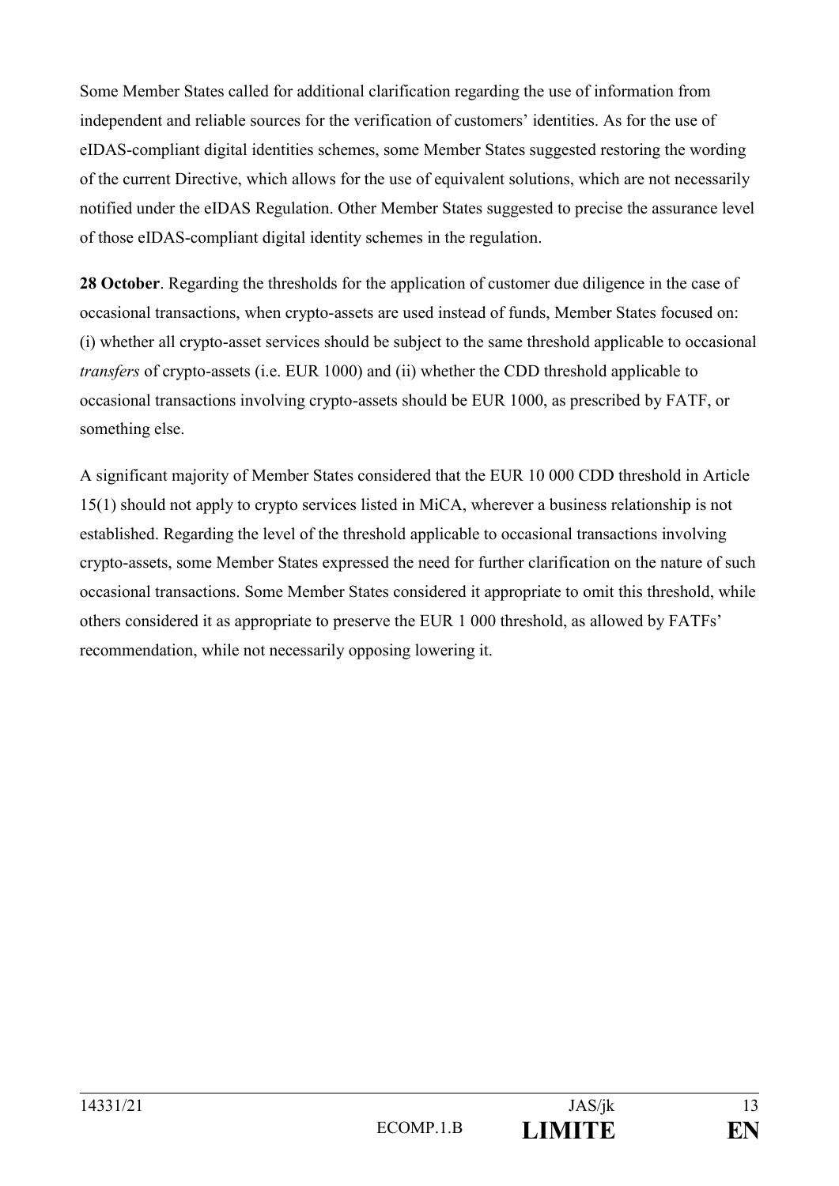Some Member States called for additional clarification regarding the use of information from independent and reliable sources for the verification of customers' identities. As for the use of eIDAS-compliant digital identities schemes, some Member States suggested restoring the wording of the current Directive, which allows for the use of equivalent solutions, which are not necessarily notified under the eIDAS Regulation. Other Member States suggested to precise the assurance level of those eIDAS-compliant digital identity schemes in the regulation.

**28 October**. Regarding the thresholds for the application of customer due diligence in the case of occasional transactions, when crypto-assets are used instead of funds, Member States focused on: (i) whether all crypto-asset services should be subject to the same threshold applicable to occasional *transfers* of crypto-assets (i.e. EUR 1000) and (ii) whether the CDD threshold applicable to occasional transactions involving crypto-assets should be EUR 1000, as prescribed by FATF, or something else.

A significant majority of Member States considered that the EUR 10 000 CDD threshold in Article 15(1) should not apply to crypto services listed in MiCA, wherever a business relationship is not established. Regarding the level of the threshold applicable to occasional transactions involving crypto-assets, some Member States expressed the need for further clarification on the nature of such occasional transactions. Some Member States considered it appropriate to omit this threshold, while others considered it as appropriate to preserve the EUR 1 000 threshold, as allowed by FATFs' recommendation, while not necessarily opposing lowering it.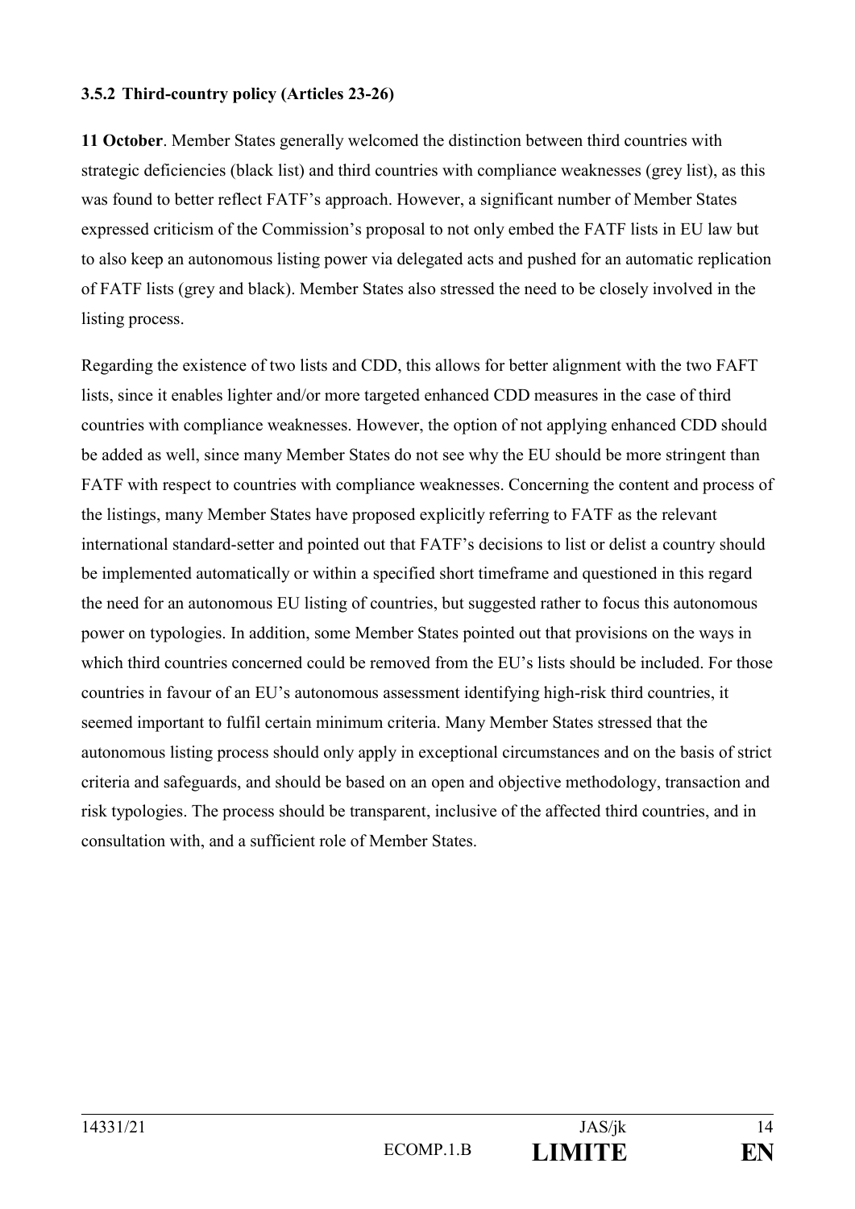### 3.5.2 Third-country policy (Articles 23-26)

**11 October**. Member States generally welcomed the distinction between third countries with strategic deficiencies (black list) and third countries with compliance weaknesses (grey list), as this was found to better reflect FATF's approach. However, a significant number of Member States expressed criticism of the Commission's proposal to not only embed the FATF lists in EU law but to also keep an autonomous listing power via delegated acts and pushed for an automatic replication of FATF lists (grey and black). Member States also stressed the need to be closely involved in the listing process.

Regarding the existence of two lists and CDD, this allows for better alignment with the two FAFT lists, since it enables lighter and/or more targeted enhanced CDD measures in the case of third countries with compliance weaknesses. However, the option of not applying enhanced CDD should be added as well, since many Member States do not see why the EU should be more stringent than FATF with respect to countries with compliance weaknesses. Concerning the content and process of the listings, many Member States have proposed explicitly referring to FATF as the relevant international standard-setter and pointed out that FATF's decisions to list or delist a country should be implemented automatically or within a specified short timeframe and questioned in this regard the need for an autonomous EU listing of countries, but suggested rather to focus this autonomous power on typologies. In addition, some Member States pointed out that provisions on the ways in which third countries concerned could be removed from the EU's lists should be included. For those countries in favour of an EU's autonomous assessment identifying high-risk third countries, it seemed important to fulfil certain minimum criteria. Many Member States stressed that the autonomous listing process should only apply in exceptional circumstances and on the basis of strict criteria and safeguards, and should be based on an open and objective methodology, transaction and risk typologies. The process should be transparent, inclusive of the affected third countries, and in consultation with, and a sufficient role of Member States.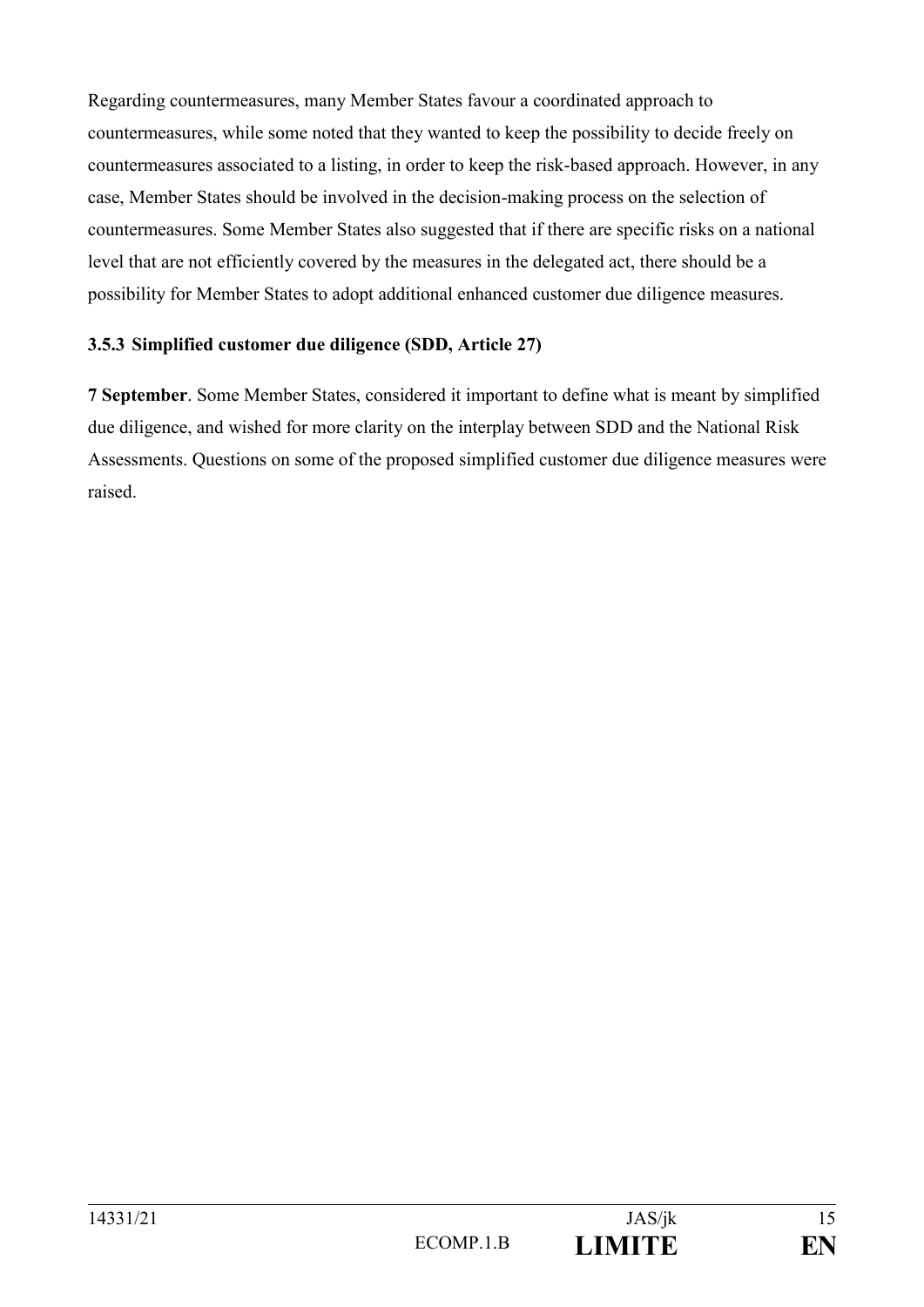Regarding countermeasures, many Member States favour a coordinated approach to countermeasures, while some noted that they wanted to keep the possibility to decide freely on countermeasures associated to a listing, in order to keep the risk-based approach. However, in any case, Member States should be involved in the decision-making process on the selection of countermeasures. Some Member States also suggested that if there are specific risks on a national level that are not efficiently covered by the measures in the delegated act, there should be a possibility for Member States to adopt additional enhanced customer due diligence measures.

#### 3.5.3 Simplified customer due diligence (SDD, Article 27)

**7 September**. Some Member States, considered it important to define what is meant by simplified due diligence, and wished for more clarity on the interplay between SDD and the National Risk Assessments. Questions on some of the proposed simplified customer due diligence measures were raised.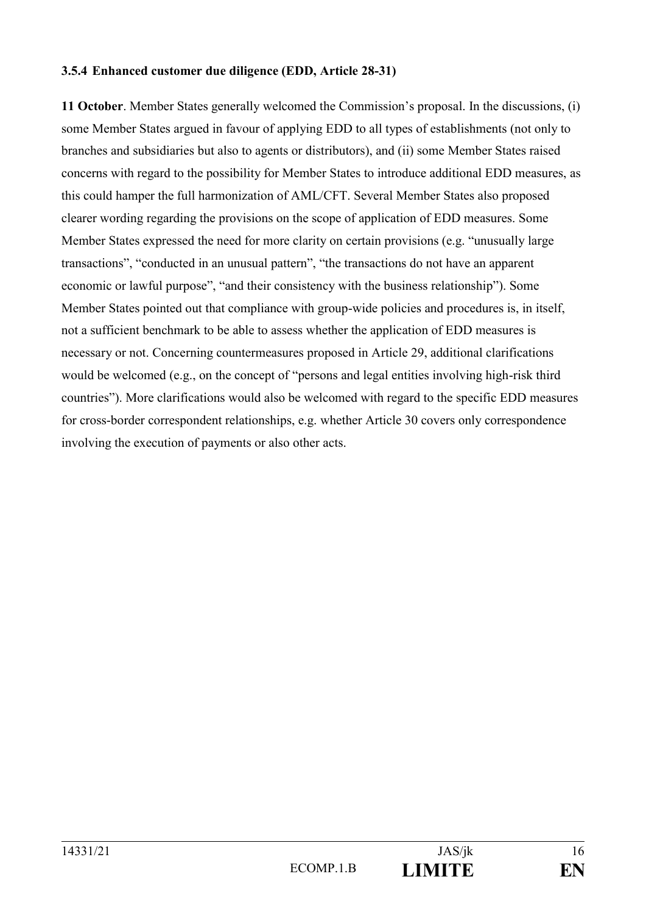#### 3.5.4 Enhanced customer due diligence (EDD, Article 28-31)

**11 October**. Member States generally welcomed the Commission's proposal. In the discussions, (i) some Member States argued in favour of applying EDD to all types of establishments (not only to branches and subsidiaries but also to agents or distributors), and (ii) some Member States raised concerns with regard to the possibility for Member States to introduce additional EDD measures, as this could hamper the full harmonization of AML/CFT. Several Member States also proposed clearer wording regarding the provisions on the scope of application of EDD measures. Some Member States expressed the need for more clarity on certain provisions (e.g. "unusually large transactions", "conducted in an unusual pattern", "the transactions do not have an apparent economic or lawful purpose", "and their consistency with the business relationship"). Some Member States pointed out that compliance with group-wide policies and procedures is, in itself, not a sufficient benchmark to be able to assess whether the application of EDD measures is necessary or not. Concerning countermeasures proposed in Article 29, additional clarifications would be welcomed (e.g., on the concept of "persons and legal entities involving high-risk third countries"). More clarifications would also be welcomed with regard to the specific EDD measures for cross-border correspondent relationships, e.g. whether Article 30 covers only correspondence involving the execution of payments or also other acts.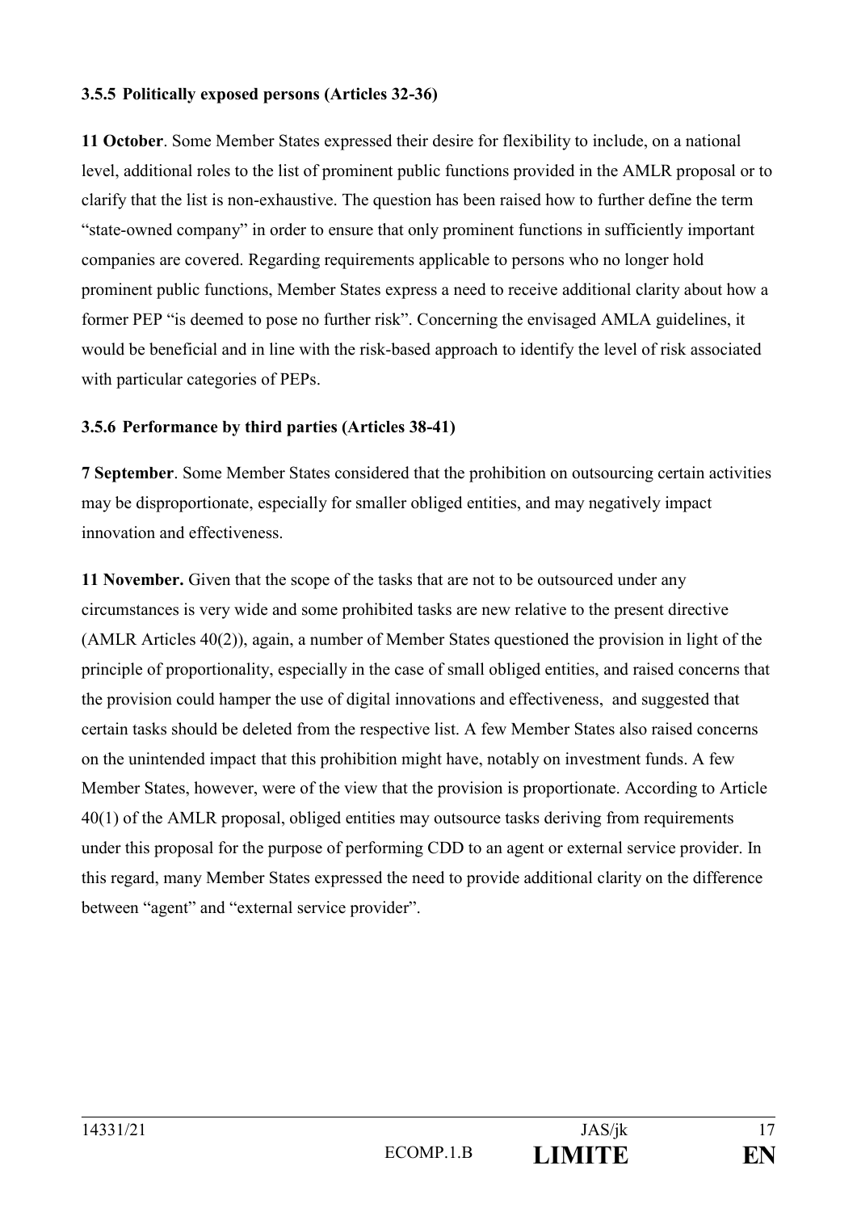### 3.5.5 Politically exposed persons (Articles 32-36)

**11 October**. Some Member States expressed their desire for flexibility to include, on a national level, additional roles to the list of prominent public functions provided in the AMLR proposal or to clarify that the list is non-exhaustive. The question has been raised how to further define the term "state-owned company" in order to ensure that only prominent functions in sufficiently important companies are covered. Regarding requirements applicable to persons who no longer hold prominent public functions, Member States express a need to receive additional clarity about how a former PEP "is deemed to pose no further risk". Concerning the envisaged AMLA guidelines, it would be beneficial and in line with the risk-based approach to identify the level of risk associated with particular categories of PEPs.

### 3.5.6 Performance by third parties (Articles 38-41)

**7 September**. Some Member States considered that the prohibition on outsourcing certain activities may be disproportionate, especially for smaller obliged entities, and may negatively impact innovation and effectiveness.

**11 November.** Given that the scope of the tasks that are not to be outsourced under any circumstances is very wide and some prohibited tasks are new relative to the present directive (AMLR Articles 40(2)), again, a number of Member States questioned the provision in light of the principle of proportionality, especially in the case of small obliged entities, and raised concerns that the provision could hamper the use of digital innovations and effectiveness, and suggested that certain tasks should be deleted from the respective list. A few Member States also raised concerns on the unintended impact that this prohibition might have, notably on investment funds. A few Member States, however, were of the view that the provision is proportionate. According to Article 40(1) of the AMLR proposal, obliged entities may outsource tasks deriving from requirements under this proposal for the purpose of performing CDD to an agent or external service provider. In this regard, many Member States expressed the need to provide additional clarity on the difference between "agent" and "external service provider".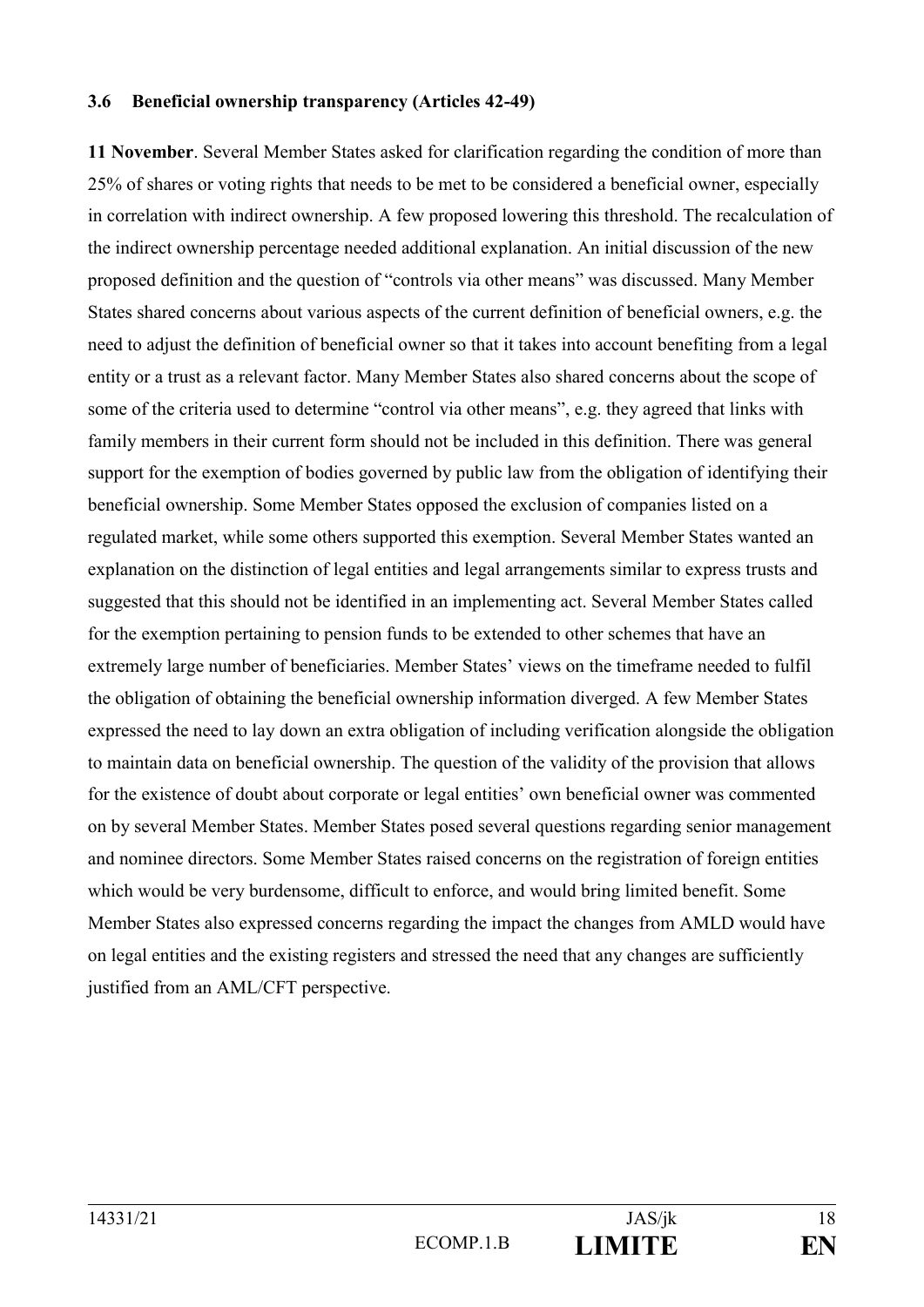### 3.6 Beneficial ownership transparency (Articles 42-49)

**11 November**. Several Member States asked for clarification regarding the condition of more than 25% of shares or voting rights that needs to be met to be considered a beneficial owner, especially in correlation with indirect ownership. A few proposed lowering this threshold. The recalculation of the indirect ownership percentage needed additional explanation. An initial discussion of the new proposed definition and the question of "controls via other means" was discussed. Many Member States shared concerns about various aspects of the current definition of beneficial owners, e.g. the need to adjust the definition of beneficial owner so that it takes into account benefiting from a legal entity or a trust as a relevant factor. Many Member States also shared concerns about the scope of some of the criteria used to determine "control via other means", e.g. they agreed that links with family members in their current form should not be included in this definition. There was general support for the exemption of bodies governed by public law from the obligation of identifying their beneficial ownership. Some Member States opposed the exclusion of companies listed on a regulated market, while some others supported this exemption. Several Member States wanted an explanation on the distinction of legal entities and legal arrangements similar to express trusts and suggested that this should not be identified in an implementing act. Several Member States called for the exemption pertaining to pension funds to be extended to other schemes that have an extremely large number of beneficiaries. Member States' views on the timeframe needed to fulfil the obligation of obtaining the beneficial ownership information diverged. A few Member States expressed the need to lay down an extra obligation of including verification alongside the obligation to maintain data on beneficial ownership. The question of the validity of the provision that allows for the existence of doubt about corporate or legal entities' own beneficial owner was commented on by several Member States. Member States posed several questions regarding senior management and nominee directors. Some Member States raised concerns on the registration of foreign entities which would be very burdensome, difficult to enforce, and would bring limited benefit. Some Member States also expressed concerns regarding the impact the changes from AMLD would have on legal entities and the existing registers and stressed the need that any changes are sufficiently justified from an AML/CFT perspective.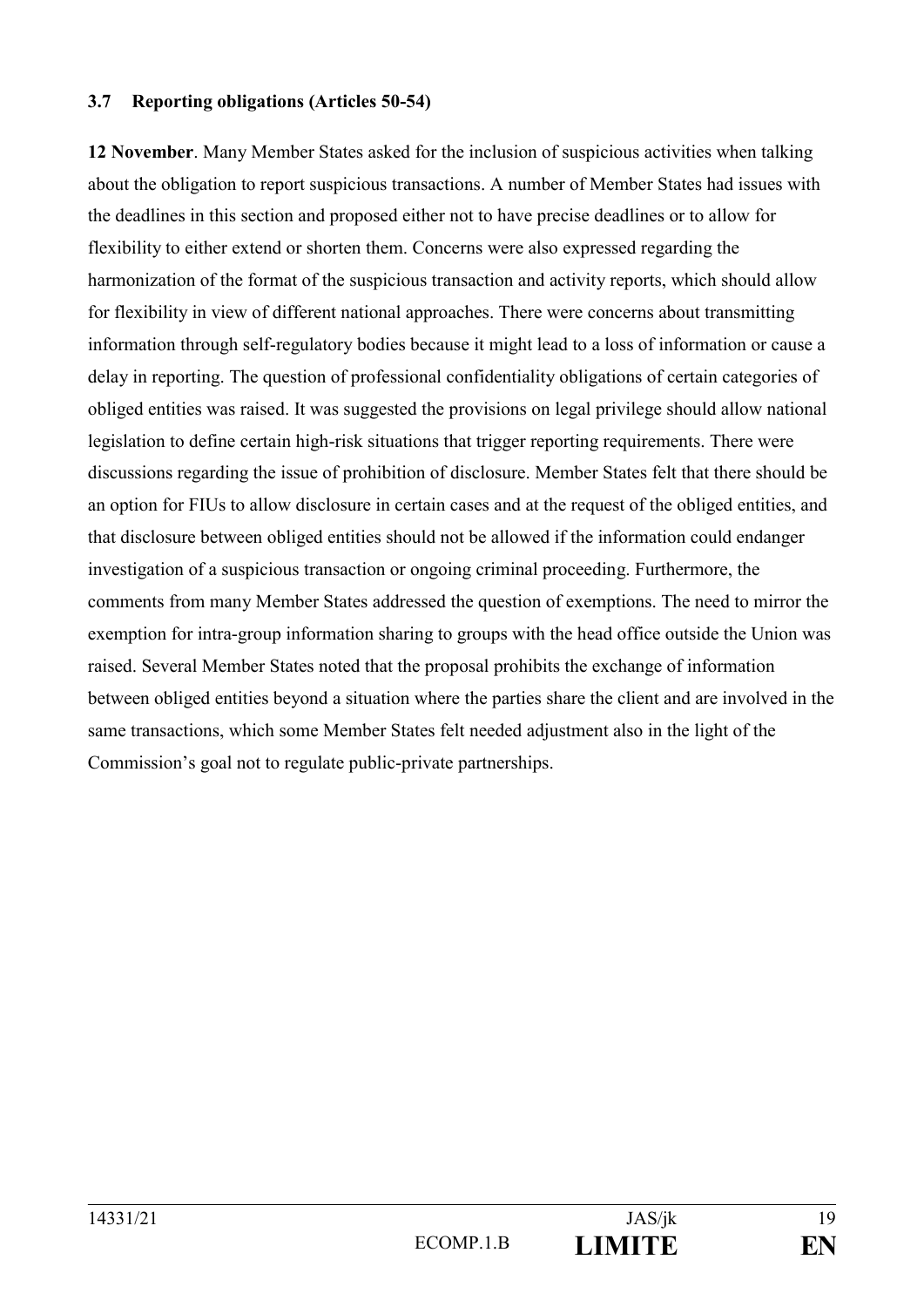### 3.7 Reporting obligations (Articles 50-54)

**12 November**. Many Member States asked for the inclusion of suspicious activities when talking about the obligation to report suspicious transactions. A number of Member States had issues with the deadlines in this section and proposed either not to have precise deadlines or to allow for flexibility to either extend or shorten them. Concerns were also expressed regarding the harmonization of the format of the suspicious transaction and activity reports, which should allow for flexibility in view of different national approaches. There were concerns about transmitting information through self-regulatory bodies because it might lead to a loss of information or cause a delay in reporting. The question of professional confidentiality obligations of certain categories of obliged entities was raised. It was suggested the provisions on legal privilege should allow national legislation to define certain high-risk situations that trigger reporting requirements. There were discussions regarding the issue of prohibition of disclosure. Member States felt that there should be an option for FIUs to allow disclosure in certain cases and at the request of the obliged entities, and that disclosure between obliged entities should not be allowed if the information could endanger investigation of a suspicious transaction or ongoing criminal proceeding. Furthermore, the comments from many Member States addressed the question of exemptions. The need to mirror the exemption for intra-group information sharing to groups with the head office outside the Union was raised. Several Member States noted that the proposal prohibits the exchange of information between obliged entities beyond a situation where the parties share the client and are involved in the same transactions, which some Member States felt needed adjustment also in the light of the Commission's goal not to regulate public-private partnerships.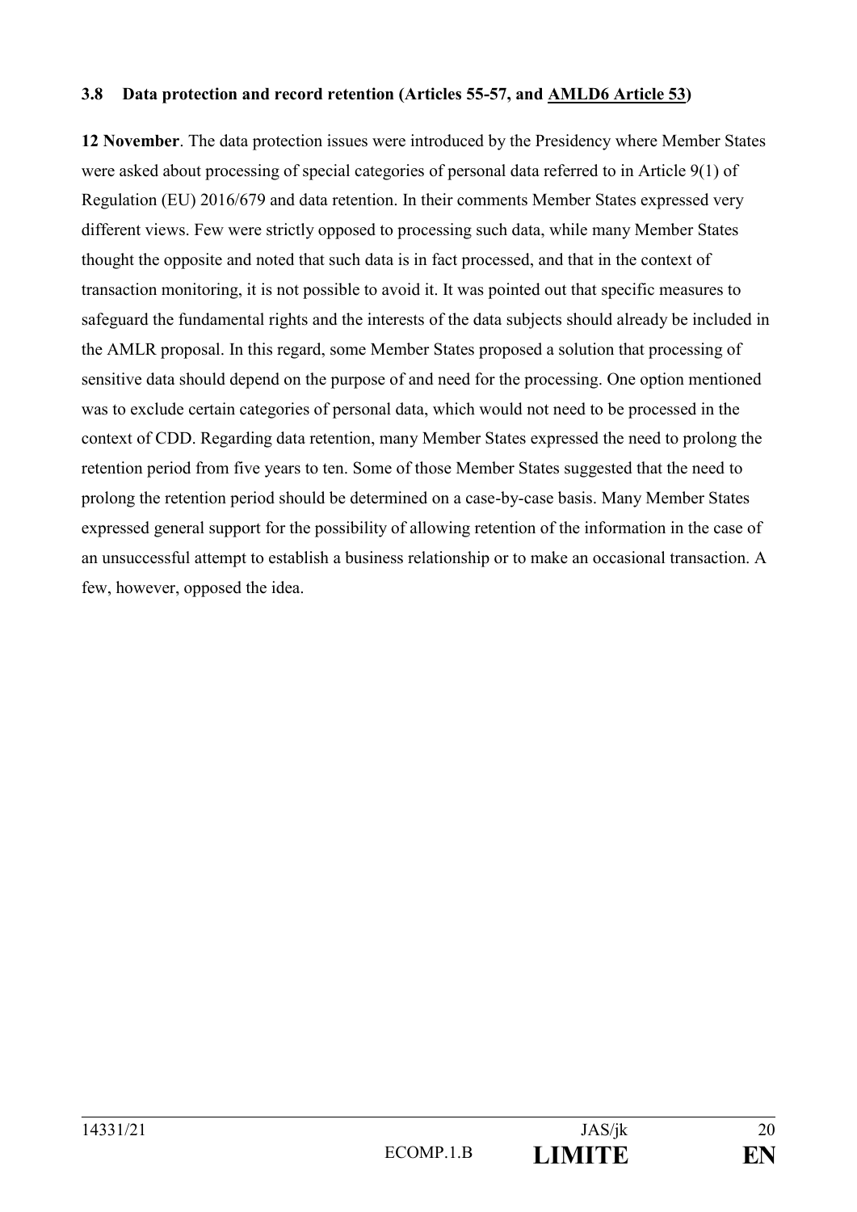### 3.8 Data protection and record retention (Articles 55-57, and AMLD6 Article 53)

**12 November**. The data protection issues were introduced by the Presidency where Member States were asked about processing of special categories of personal data referred to in Article 9(1) of Regulation (EU) 2016/679 and data retention. In their comments Member States expressed very different views. Few were strictly opposed to processing such data, while many Member States thought the opposite and noted that such data is in fact processed, and that in the context of transaction monitoring, it is not possible to avoid it. It was pointed out that specific measures to safeguard the fundamental rights and the interests of the data subjects should already be included in the AMLR proposal. In this regard, some Member States proposed a solution that processing of sensitive data should depend on the purpose of and need for the processing. One option mentioned was to exclude certain categories of personal data, which would not need to be processed in the context of CDD. Regarding data retention, many Member States expressed the need to prolong the retention period from five years to ten. Some of those Member States suggested that the need to prolong the retention period should be determined on a case-by-case basis. Many Member States expressed general support for the possibility of allowing retention of the information in the case of an unsuccessful attempt to establish a business relationship or to make an occasional transaction. A few, however, opposed the idea.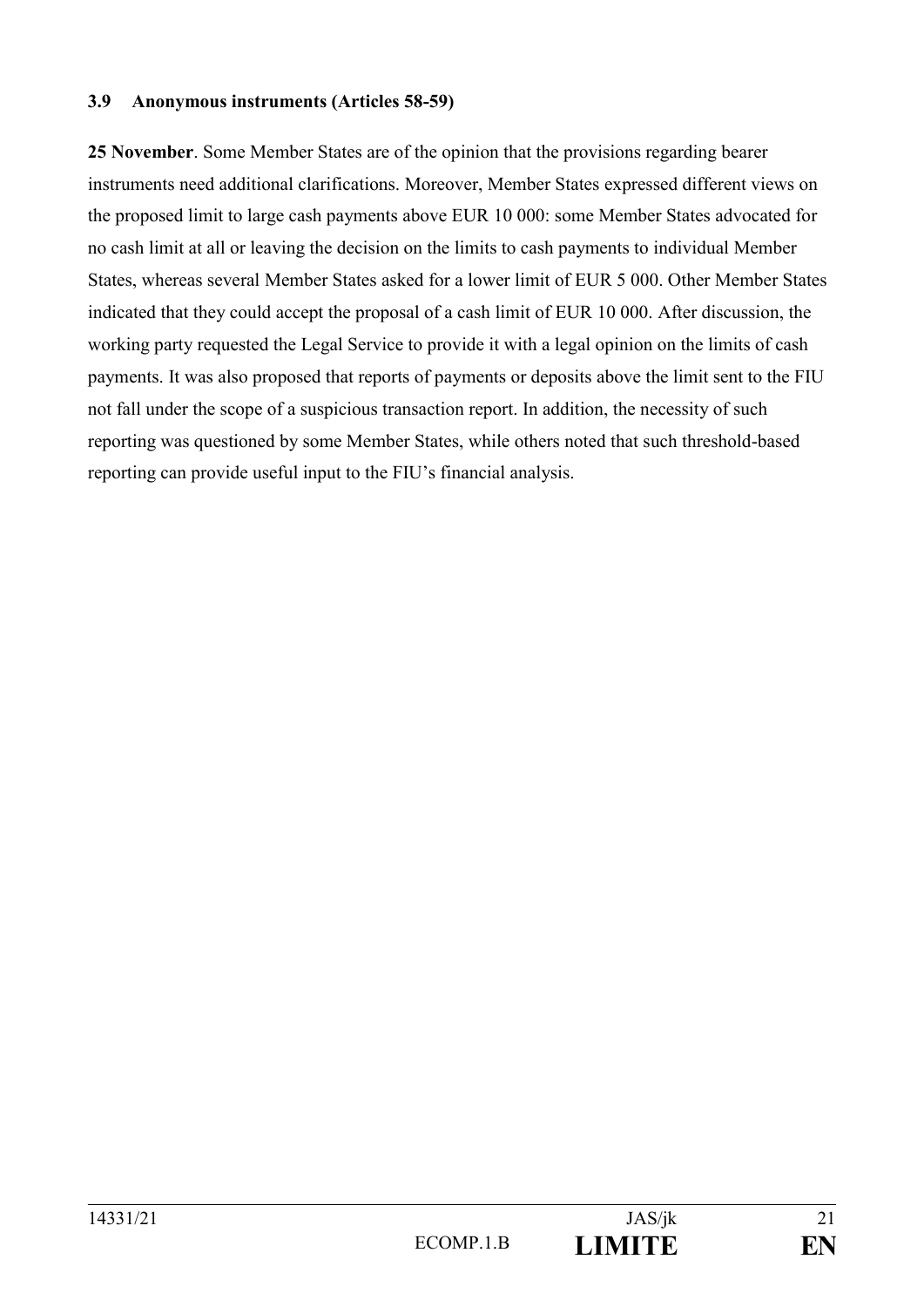### 3.9 Anonymous instruments (Articles 58-59)

**25 November**. Some Member States are of the opinion that the provisions regarding bearer instruments need additional clarifications. Moreover, Member States expressed different views on the proposed limit to large cash payments above EUR 10 000: some Member States advocated for no cash limit at all or leaving the decision on the limits to cash payments to individual Member States, whereas several Member States asked for a lower limit of EUR 5 000. Other Member States indicated that they could accept the proposal of a cash limit of EUR 10 000. After discussion, the working party requested the Legal Service to provide it with a legal opinion on the limits of cash payments. It was also proposed that reports of payments or deposits above the limit sent to the FIU not fall under the scope of a suspicious transaction report. In addition, the necessity of such reporting was questioned by some Member States, while others noted that such threshold-based reporting can provide useful input to the FIU's financial analysis.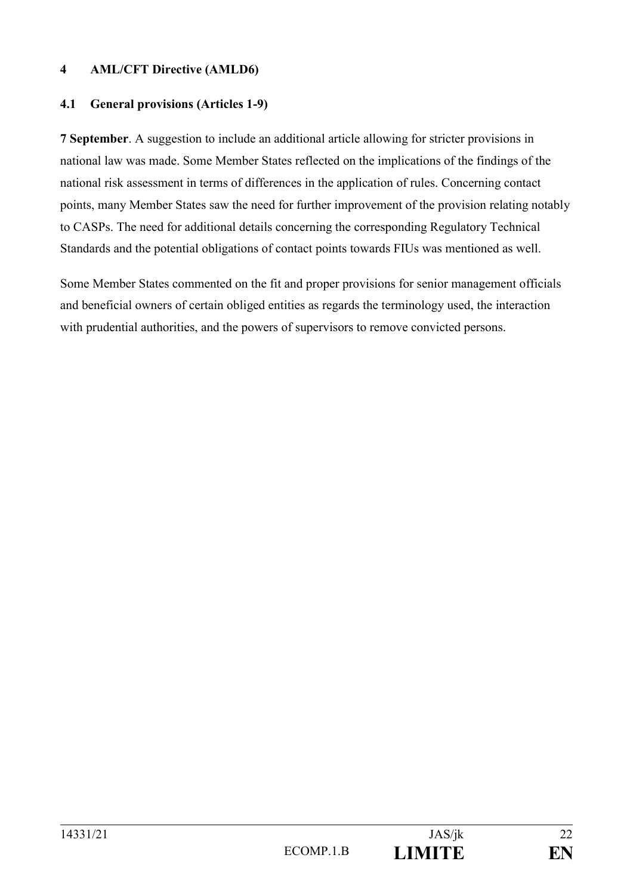## 4 AML/CFT Directive (AMLD6)

### 4.1 General provisions (Articles 1-9)

**7 September**. A suggestion to include an additional article allowing for stricter provisions in national law was made. Some Member States reflected on the implications of the findings of the national risk assessment in terms of differences in the application of rules. Concerning contact points, many Member States saw the need for further improvement of the provision relating notably to CASPs. The need for additional details concerning the corresponding Regulatory Technical Standards and the potential obligations of contact points towards FIUs was mentioned as well.

Some Member States commented on the fit and proper provisions for senior management officials and beneficial owners of certain obliged entities as regards the terminology used, the interaction with prudential authorities, and the powers of supervisors to remove convicted persons.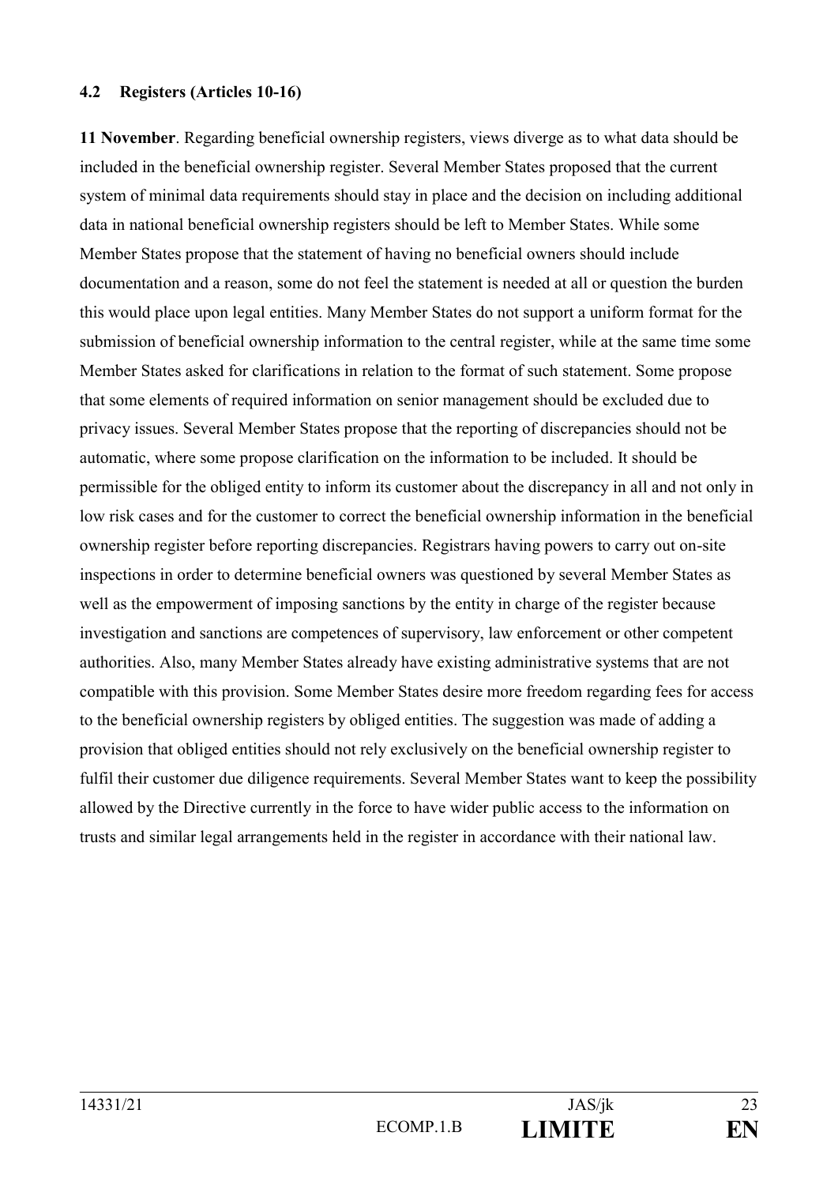### 4.2 Registers (Articles 10-16)

**11 November**. Regarding beneficial ownership registers, views diverge as to what data should be included in the beneficial ownership register. Several Member States proposed that the current system of minimal data requirements should stay in place and the decision on including additional data in national beneficial ownership registers should be left to Member States. While some Member States propose that the statement of having no beneficial owners should include documentation and a reason, some do not feel the statement is needed at all or question the burden this would place upon legal entities. Many Member States do not support a uniform format for the submission of beneficial ownership information to the central register, while at the same time some Member States asked for clarifications in relation to the format of such statement. Some propose that some elements of required information on senior management should be excluded due to privacy issues. Several Member States propose that the reporting of discrepancies should not be automatic, where some propose clarification on the information to be included. It should be permissible for the obliged entity to inform its customer about the discrepancy in all and not only in low risk cases and for the customer to correct the beneficial ownership information in the beneficial ownership register before reporting discrepancies. Registrars having powers to carry out on-site inspections in order to determine beneficial owners was questioned by several Member States as well as the empowerment of imposing sanctions by the entity in charge of the register because investigation and sanctions are competences of supervisory, law enforcement or other competent authorities. Also, many Member States already have existing administrative systems that are not compatible with this provision. Some Member States desire more freedom regarding fees for access to the beneficial ownership registers by obliged entities. The suggestion was made of adding a provision that obliged entities should not rely exclusively on the beneficial ownership register to fulfil their customer due diligence requirements. Several Member States want to keep the possibility allowed by the Directive currently in the force to have wider public access to the information on trusts and similar legal arrangements held in the register in accordance with their national law.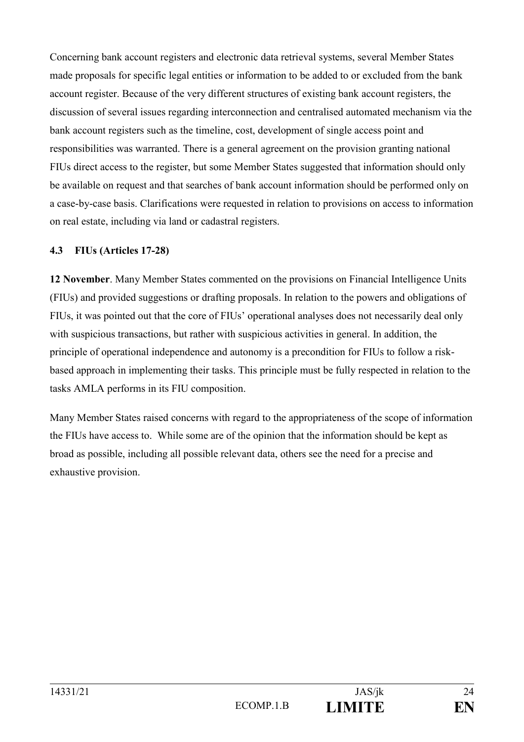Concerning bank account registers and electronic data retrieval systems, several Member States made proposals for specific legal entities or information to be added to or excluded from the bank account register. Because of the very different structures of existing bank account registers, the discussion of several issues regarding interconnection and centralised automated mechanism via the bank account registers such as the timeline, cost, development of single access point and responsibilities was warranted. There is a general agreement on the provision granting national FIUs direct access to the register, but some Member States suggested that information should only be available on request and that searches of bank account information should be performed only on a case-by-case basis. Clarifications were requested in relation to provisions on access to information on real estate, including via land or cadastral registers.

### 4.3 FIUs (Articles 17-28)

**12 November**. Many Member States commented on the provisions on Financial Intelligence Units (FIUs) and provided suggestions or drafting proposals. In relation to the powers and obligations of FIUs, it was pointed out that the core of FIUs' operational analyses does not necessarily deal only with suspicious transactions, but rather with suspicious activities in general. In addition, the principle of operational independence and autonomy is a precondition for FIUs to follow a risk-based approach in implementing their tasks. This principle must be fully respected in relation to the tasks AMLA performs in its FIU composition.

Many Member States raised concerns with regard to the appropriateness of the scope of information the FIUs have access to. While some are of the opinion that the information should be kept as broad as possible, including all possible relevant data, others see the need for a precise and exhaustive provision.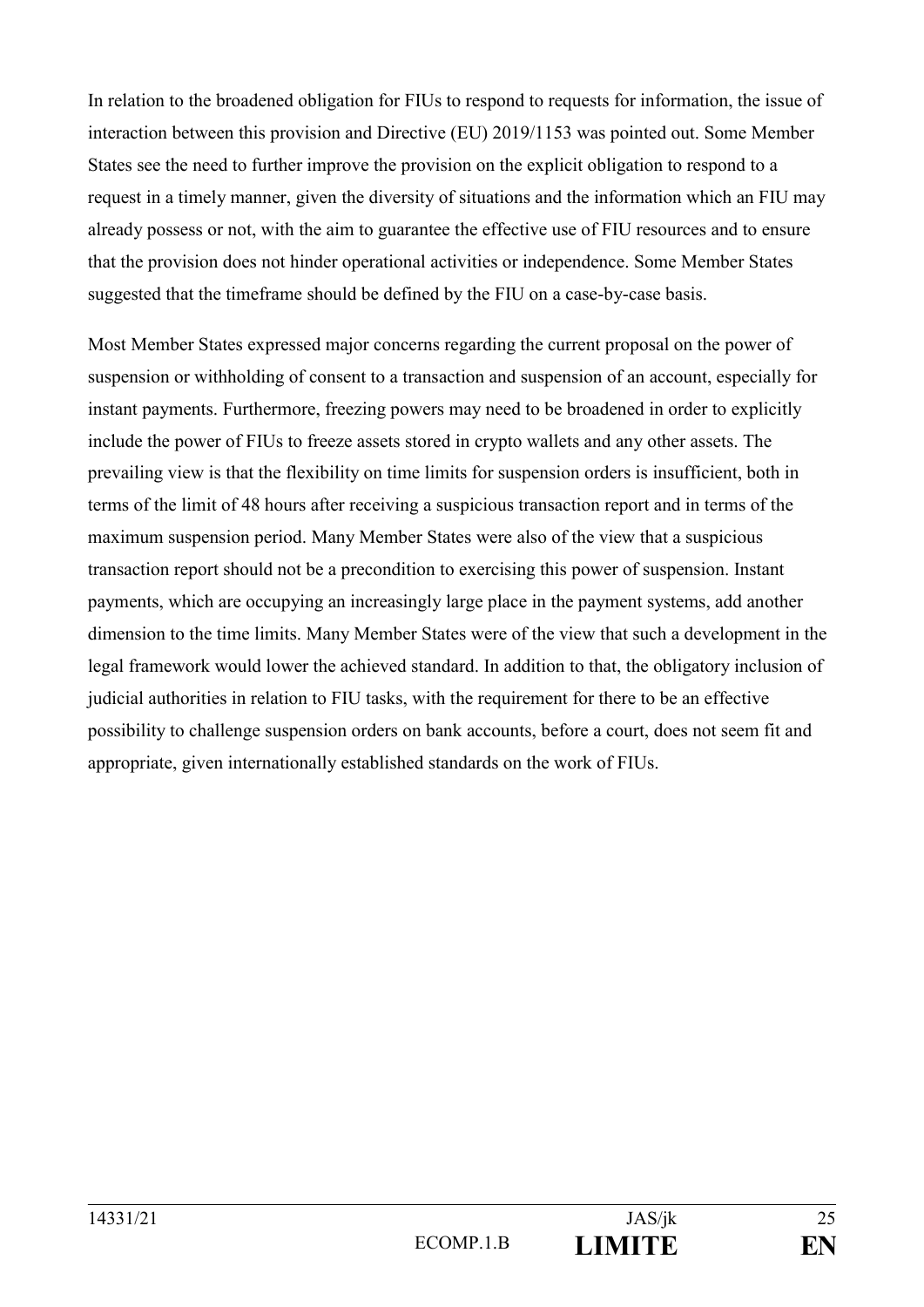In relation to the broadened obligation for FIUs to respond to requests for information, the issue of interaction between this provision and Directive (EU) 2019/1153 was pointed out. Some Member States see the need to further improve the provision on the explicit obligation to respond to a request in a timely manner, given the diversity of situations and the information which an FIU may already possess or not, with the aim to guarantee the effective use of FIU resources and to ensure that the provision does not hinder operational activities or independence. Some Member States suggested that the timeframe should be defined by the FIU on a case-by-case basis.

Most Member States expressed major concerns regarding the current proposal on the power of suspension or withholding of consent to a transaction and suspension of an account, especially for instant payments. Furthermore, freezing powers may need to be broadened in order to explicitly include the power of FIUs to freeze assets stored in crypto wallets and any other assets. The prevailing view is that the flexibility on time limits for suspension orders is insufficient, both in terms of the limit of 48 hours after receiving a suspicious transaction report and in terms of the maximum suspension period. Many Member States were also of the view that a suspicious transaction report should not be a precondition to exercising this power of suspension. Instant payments, which are occupying an increasingly large place in the payment systems, add another dimension to the time limits. Many Member States were of the view that such a development in the legal framework would lower the achieved standard. In addition to that, the obligatory inclusion of judicial authorities in relation to FIU tasks, with the requirement for there to be an effective possibility to challenge suspension orders on bank accounts, before a court, does not seem fit and appropriate, given internationally established standards on the work of FIUs.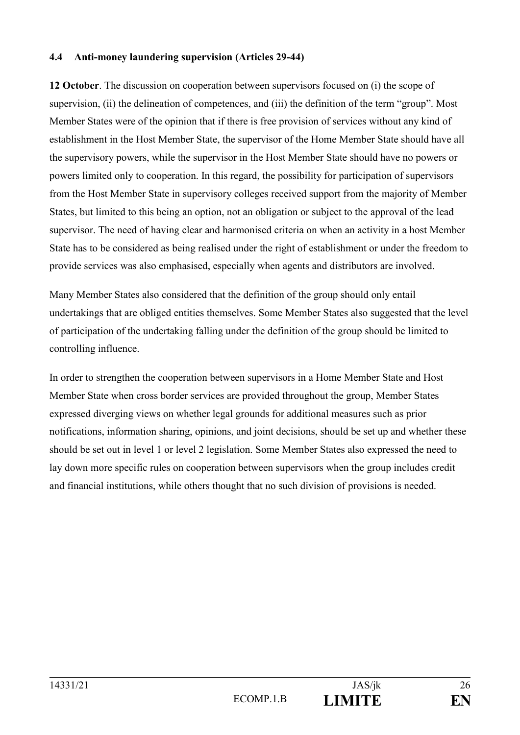#### 4.4 Anti-money laundering supervision (Articles 29-44)

**12 October**. The discussion on cooperation between supervisors focused on (i) the scope of supervision, (ii) the delineation of competences, and (iii) the definition of the term "group". Most Member States were of the opinion that if there is free provision of services without any kind of establishment in the Host Member State, the supervisor of the Home Member State should have all the supervisory powers, while the supervisor in the Host Member State should have no powers or powers limited only to cooperation. In this regard, the possibility for participation of supervisors from the Host Member State in supervisory colleges received support from the majority of Member States, but limited to this being an option, not an obligation or subject to the approval of the lead supervisor. The need of having clear and harmonised criteria on when an activity in a host Member State has to be considered as being realised under the right of establishment or under the freedom to provide services was also emphasised, especially when agents and distributors are involved.

Many Member States also considered that the definition of the group should only entail undertakings that are obliged entities themselves. Some Member States also suggested that the level of participation of the undertaking falling under the definition of the group should be limited to controlling influence.

In order to strengthen the cooperation between supervisors in a Home Member State and Host Member State when cross border services are provided throughout the group, Member States expressed diverging views on whether legal grounds for additional measures such as prior notifications, information sharing, opinions, and joint decisions, should be set up and whether these should be set out in level 1 or level 2 legislation. Some Member States also expressed the need to lay down more specific rules on cooperation between supervisors when the group includes credit and financial institutions, while others thought that no such division of provisions is needed.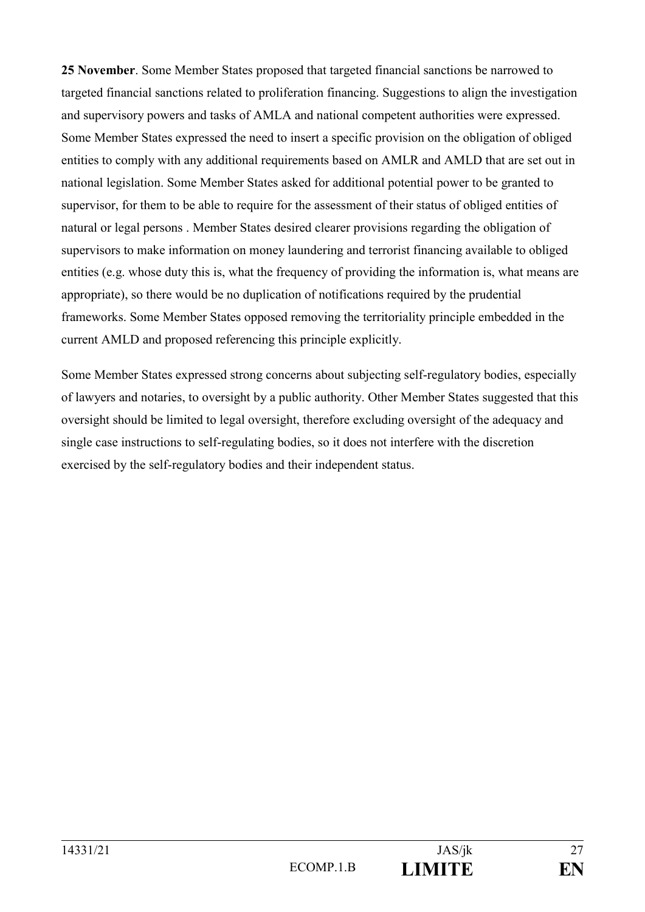**25 November**. Some Member States proposed that targeted financial sanctions be narrowed to targeted financial sanctions related to proliferation financing. Suggestions to align the investigation and supervisory powers and tasks of AMLA and national competent authorities were expressed. Some Member States expressed the need to insert a specific provision on the obligation of obliged entities to comply with any additional requirements based on AMLR and AMLD that are set out in national legislation. Some Member States asked for additional potential power to be granted to supervisor, for them to be able to require for the assessment of their status of obliged entities of natural or legal persons . Member States desired clearer provisions regarding the obligation of supervisors to make information on money laundering and terrorist financing available to obliged entities (e.g. whose duty this is, what the frequency of providing the information is, what means are appropriate), so there would be no duplication of notifications required by the prudential frameworks. Some Member States opposed removing the territoriality principle embedded in the current AMLD and proposed referencing this principle explicitly.

Some Member States expressed strong concerns about subjecting self-regulatory bodies, especially of lawyers and notaries, to oversight by a public authority. Other Member States suggested that this oversight should be limited to legal oversight, therefore excluding oversight of the adequacy and single case instructions to self-regulating bodies, so it does not interfere with the discretion exercised by the self-regulatory bodies and their independent status.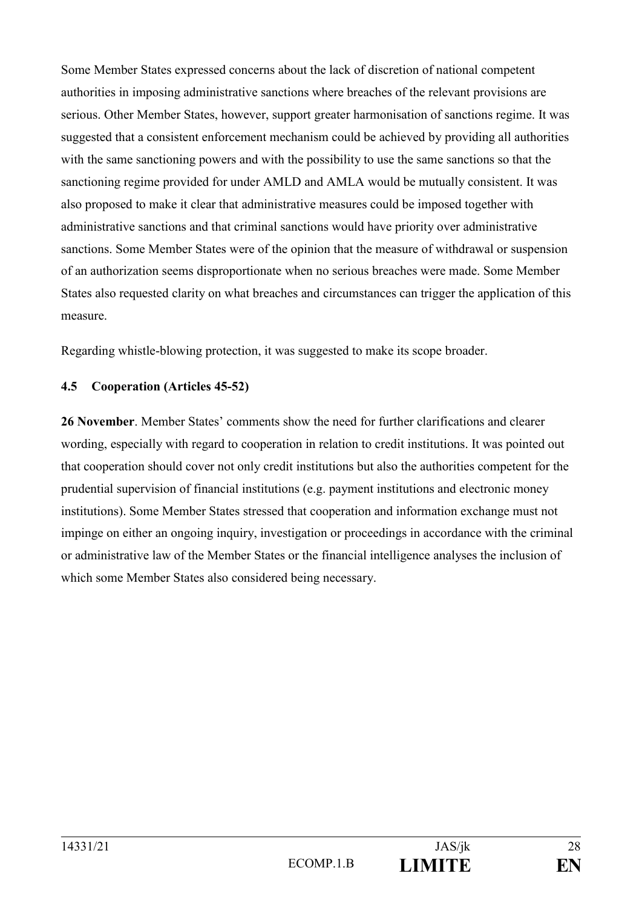Some Member States expressed concerns about the lack of discretion of national competent authorities in imposing administrative sanctions where breaches of the relevant provisions are serious. Other Member States, however, support greater harmonisation of sanctions regime. It was suggested that a consistent enforcement mechanism could be achieved by providing all authorities with the same sanctioning powers and with the possibility to use the same sanctions so that the sanctioning regime provided for under AMLD and AMLA would be mutually consistent. It was also proposed to make it clear that administrative measures could be imposed together with administrative sanctions and that criminal sanctions would have priority over administrative sanctions. Some Member States were of the opinion that the measure of withdrawal or suspension of an authorization seems disproportionate when no serious breaches were made. Some Member States also requested clarity on what breaches and circumstances can trigger the application of this measure.

Regarding whistle-blowing protection, it was suggested to make its scope broader.

### 4.5 Cooperation (Articles 45-52)

**26 November**. Member States' comments show the need for further clarifications and clearer wording, especially with regard to cooperation in relation to credit institutions. It was pointed out that cooperation should cover not only credit institutions but also the authorities competent for the prudential supervision of financial institutions (e.g. payment institutions and electronic money institutions). Some Member States stressed that cooperation and information exchange must not impinge on either an ongoing inquiry, investigation or proceedings in accordance with the criminal or administrative law of the Member States or the financial intelligence analyses the inclusion of which some Member States also considered being necessary.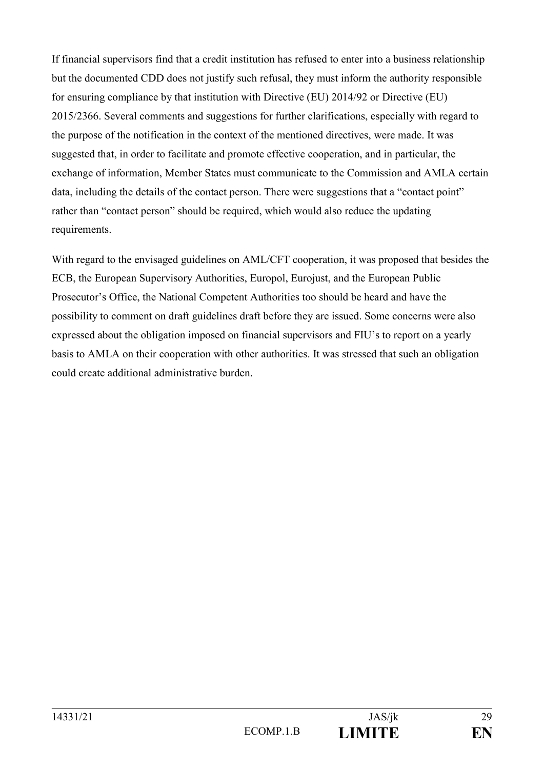If financial supervisors find that a credit institution has refused to enter into a business relationship but the documented CDD does not justify such refusal, they must inform the authority responsible for ensuring compliance by that institution with Directive (EU) 2014/92 or Directive (EU) 2015/2366. Several comments and suggestions for further clarifications, especially with regard to the purpose of the notification in the context of the mentioned directives, were made. It was suggested that, in order to facilitate and promote effective cooperation, and in particular, the exchange of information, Member States must communicate to the Commission and AMLA certain data, including the details of the contact person. There were suggestions that a "contact point" rather than "contact person" should be required, which would also reduce the updating requirements.

With regard to the envisaged guidelines on AML/CFT cooperation, it was proposed that besides the ECB, the European Supervisory Authorities, Europol, Eurojust, and the European Public Prosecutor's Office, the National Competent Authorities too should be heard and have the possibility to comment on draft guidelines draft before they are issued. Some concerns were also expressed about the obligation imposed on financial supervisors and FIU's to report on a yearly basis to AMLA on their cooperation with other authorities. It was stressed that such an obligation could create additional administrative burden.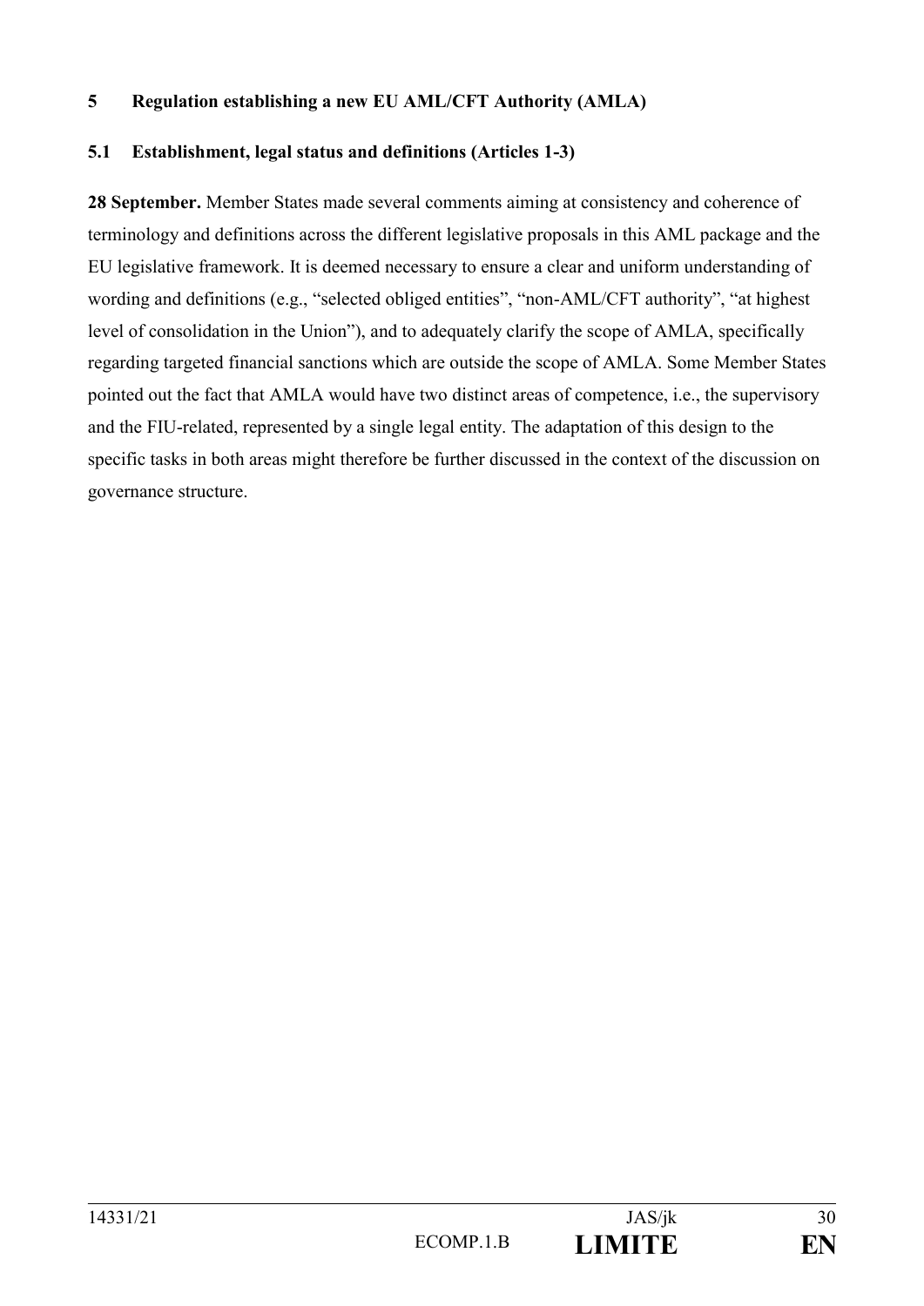## 5 Regulation establishing a new EU AML/CFT Authority (AMLA)

### 5.1 Establishment, legal status and definitions (Articles 1-3)

**28 September.** Member States made several comments aiming at consistency and coherence of terminology and definitions across the different legislative proposals in this AML package and the EU legislative framework. It is deemed necessary to ensure a clear and uniform understanding of wording and definitions (e.g., "selected obliged entities", "non-AML/CFT authority", "at highest level of consolidation in the Union"), and to adequately clarify the scope of AMLA, specifically regarding targeted financial sanctions which are outside the scope of AMLA. Some Member States pointed out the fact that AMLA would have two distinct areas of competence, i.e., the supervisory and the FIU-related, represented by a single legal entity. The adaptation of this design to the specific tasks in both areas might therefore be further discussed in the context of the discussion on governance structure.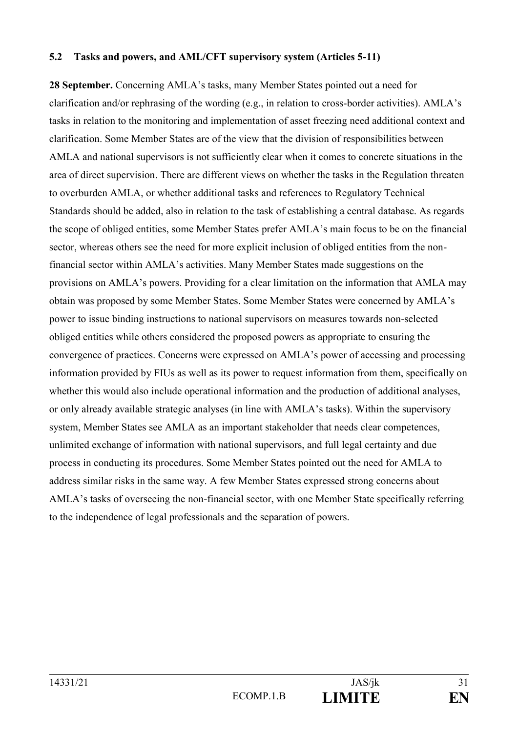### 5.2 Tasks and powers, and AML/CFT supervisory system (Articles 5-11)

**28 September.** Concerning AMLA's tasks, many Member States pointed out a need for clarification and/or rephrasing of the wording (e.g., in relation to cross-border activities). AMLA's tasks in relation to the monitoring and implementation of asset freezing need additional context and clarification. Some Member States are of the view that the division of responsibilities between AMLA and national supervisors is not sufficiently clear when it comes to concrete situations in the area of direct supervision. There are different views on whether the tasks in the Regulation threaten to overburden AMLA, or whether additional tasks and references to Regulatory Technical Standards should be added, also in relation to the task of establishing a central database. As regards the scope of obliged entities, some Member States prefer AMLA's main focus to be on the financial sector, whereas others see the need for more explicit inclusion of obliged entities from the non-financial sector within AMLA's activities. Many Member States made suggestions on the provisions on AMLA's powers. Providing for a clear limitation on the information that AMLA may obtain was proposed by some Member States. Some Member States were concerned by AMLA's power to issue binding instructions to national supervisors on measures towards non-selected obliged entities while others considered the proposed powers as appropriate to ensuring the convergence of practices. Concerns were expressed on AMLA's power of accessing and processing information provided by FIUs as well as its power to request information from them, specifically on whether this would also include operational information and the production of additional analyses, or only already available strategic analyses (in line with AMLA's tasks). Within the supervisory system, Member States see AMLA as an important stakeholder that needs clear competences, unlimited exchange of information with national supervisors, and full legal certainty and due process in conducting its procedures. Some Member States pointed out the need for AMLA to address similar risks in the same way. A few Member States expressed strong concerns about AMLA's tasks of overseeing the non-financial sector, with one Member State specifically referring to the independence of legal professionals and the separation of powers.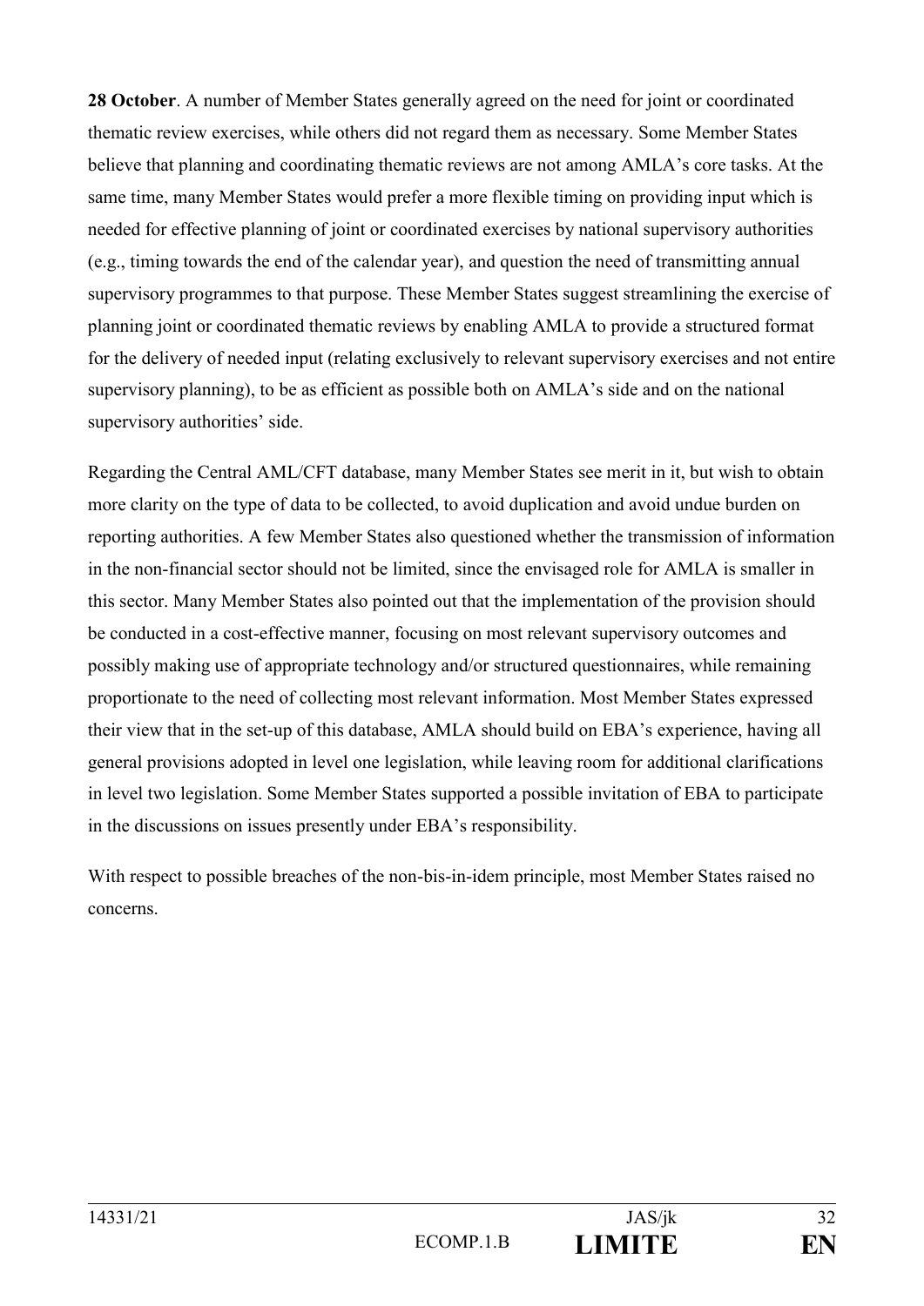**28 October**. A number of Member States generally agreed on the need for joint or coordinated thematic review exercises, while others did not regard them as necessary. Some Member States believe that planning and coordinating thematic reviews are not among AMLA's core tasks. At the same time, many Member States would prefer a more flexible timing on providing input which is needed for effective planning of joint or coordinated exercises by national supervisory authorities (e.g., timing towards the end of the calendar year), and question the need of transmitting annual supervisory programmes to that purpose. These Member States suggest streamlining the exercise of planning joint or coordinated thematic reviews by enabling AMLA to provide a structured format for the delivery of needed input (relating exclusively to relevant supervisory exercises and not entire supervisory planning), to be as efficient as possible both on AMLA's side and on the national supervisory authorities' side.

Regarding the Central AML/CFT database, many Member States see merit in it, but wish to obtain more clarity on the type of data to be collected, to avoid duplication and avoid undue burden on reporting authorities. A few Member States also questioned whether the transmission of information in the non-financial sector should not be limited, since the envisaged role for AMLA is smaller in this sector. Many Member States also pointed out that the implementation of the provision should be conducted in a cost-effective manner, focusing on most relevant supervisory outcomes and possibly making use of appropriate technology and/or structured questionnaires, while remaining proportionate to the need of collecting most relevant information. Most Member States expressed their view that in the set-up of this database, AMLA should build on EBA's experience, having all general provisions adopted in level one legislation, while leaving room for additional clarifications in level two legislation. Some Member States supported a possible invitation of EBA to participate in the discussions on issues presently under EBA's responsibility.

With respect to possible breaches of the non-bis-in-idem principle, most Member States raised no concerns.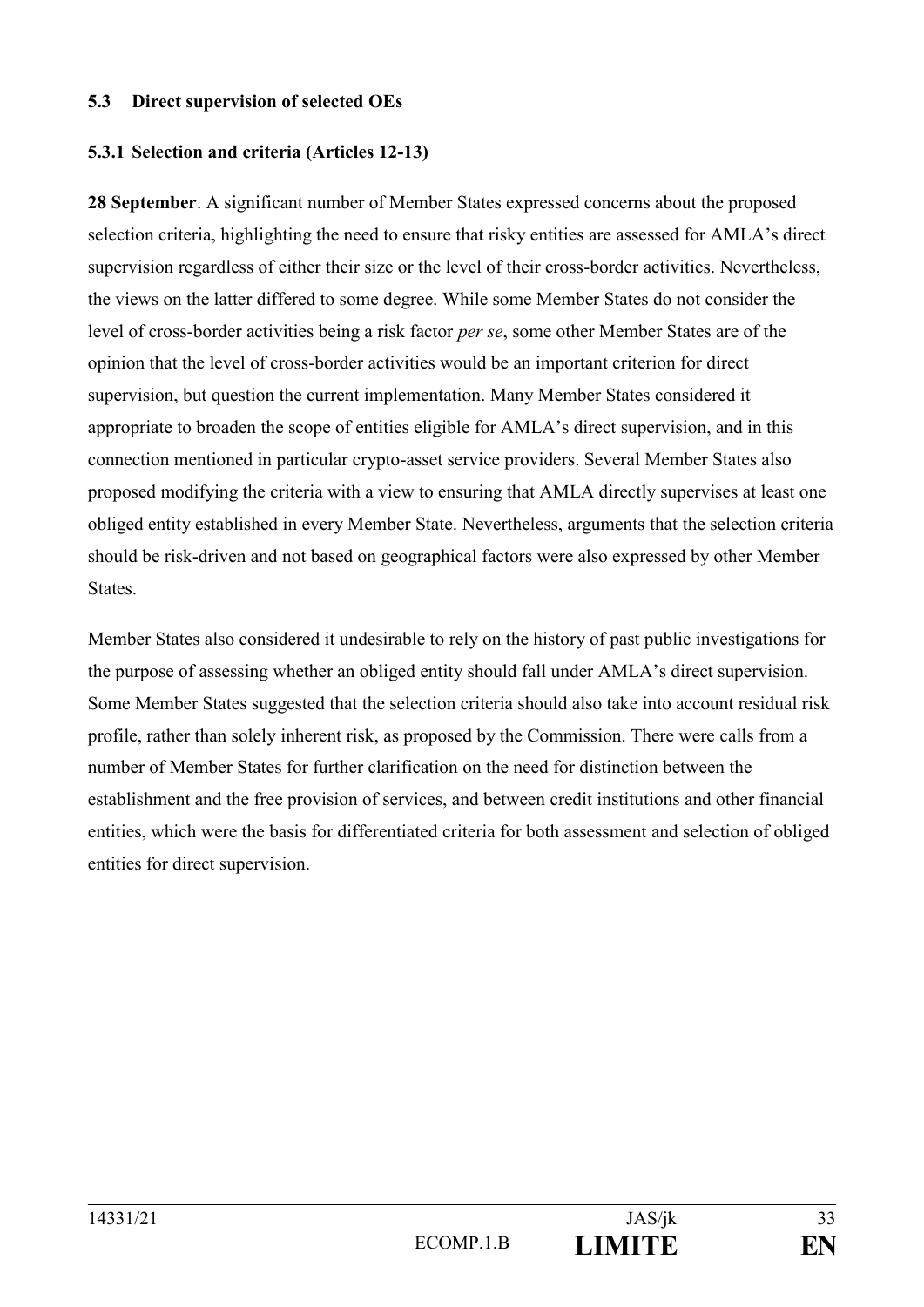### 5.3 Direct supervision of selected OEs

#### 5.3.1 Selection and criteria (Articles 12-13)

**28 September**. A significant number of Member States expressed concerns about the proposed selection criteria, highlighting the need to ensure that risky entities are assessed for AMLA's direct supervision regardless of either their size or the level of their cross-border activities. Nevertheless, the views on the latter differed to some degree. While some Member States do not consider the level of cross-border activities being a risk factor *per se*, some other Member States are of the opinion that the level of cross-border activities would be an important criterion for direct supervision, but question the current implementation. Many Member States considered it appropriate to broaden the scope of entities eligible for AMLA's direct supervision, and in this connection mentioned in particular crypto-asset service providers. Several Member States also proposed modifying the criteria with a view to ensuring that AMLA directly supervises at least one obliged entity established in every Member State. Nevertheless, arguments that the selection criteria should be risk-driven and not based on geographical factors were also expressed by other Member States.

Member States also considered it undesirable to rely on the history of past public investigations for the purpose of assessing whether an obliged entity should fall under AMLA's direct supervision. Some Member States suggested that the selection criteria should also take into account residual risk profile, rather than solely inherent risk, as proposed by the Commission. There were calls from a number of Member States for further clarification on the need for distinction between the establishment and the free provision of services, and between credit institutions and other financial entities, which were the basis for differentiated criteria for both assessment and selection of obliged entities for direct supervision.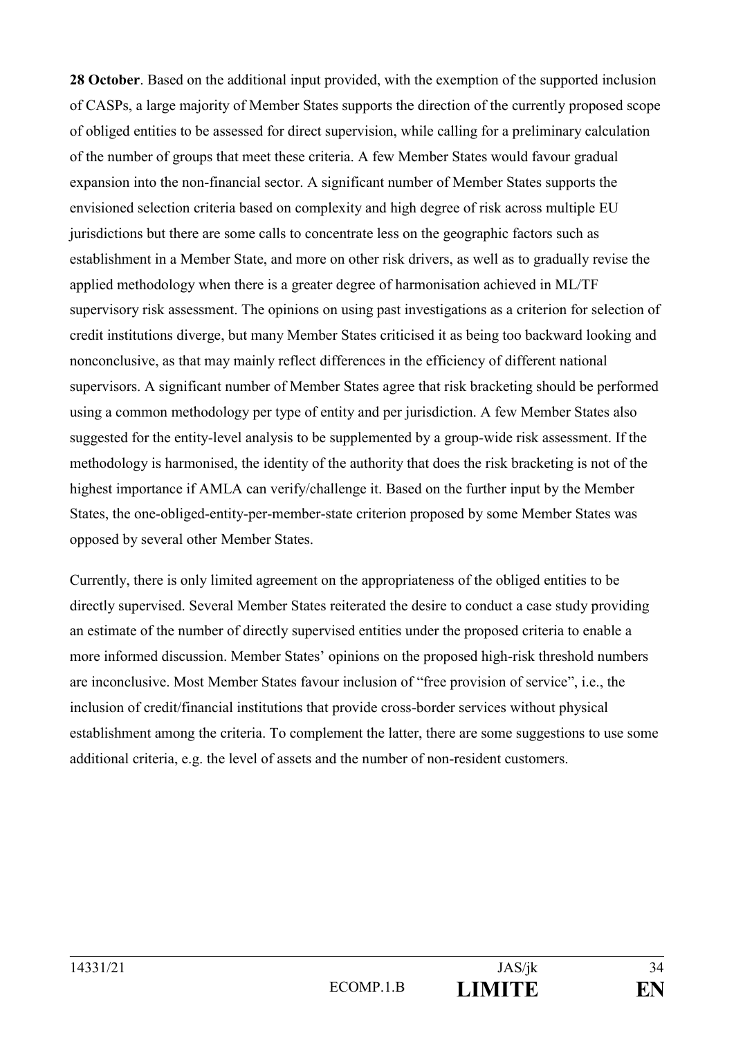**28 October**. Based on the additional input provided, with the exemption of the supported inclusion of CASPs, a large majority of Member States supports the direction of the currently proposed scope of obliged entities to be assessed for direct supervision, while calling for a preliminary calculation of the number of groups that meet these criteria. A few Member States would favour gradual expansion into the non-financial sector. A significant number of Member States supports the envisioned selection criteria based on complexity and high degree of risk across multiple EU jurisdictions but there are some calls to concentrate less on the geographic factors such as establishment in a Member State, and more on other risk drivers, as well as to gradually revise the applied methodology when there is a greater degree of harmonisation achieved in ML/TF supervisory risk assessment. The opinions on using past investigations as a criterion for selection of credit institutions diverge, but many Member States criticised it as being too backward looking and nonconclusive, as that may mainly reflect differences in the efficiency of different national supervisors. A significant number of Member States agree that risk bracketing should be performed using a common methodology per type of entity and per jurisdiction. A few Member States also suggested for the entity-level analysis to be supplemented by a group-wide risk assessment. If the methodology is harmonised, the identity of the authority that does the risk bracketing is not of the highest importance if AMLA can verify/challenge it. Based on the further input by the Member States, the one-obliged-entity-per-member-state criterion proposed by some Member States was opposed by several other Member States.

Currently, there is only limited agreement on the appropriateness of the obliged entities to be directly supervised. Several Member States reiterated the desire to conduct a case study providing an estimate of the number of directly supervised entities under the proposed criteria to enable a more informed discussion. Member States' opinions on the proposed high-risk threshold numbers are inconclusive. Most Member States favour inclusion of "free provision of service", i.e., the inclusion of credit/financial institutions that provide cross-border services without physical establishment among the criteria. To complement the latter, there are some suggestions to use some additional criteria, e.g. the level of assets and the number of non-resident customers.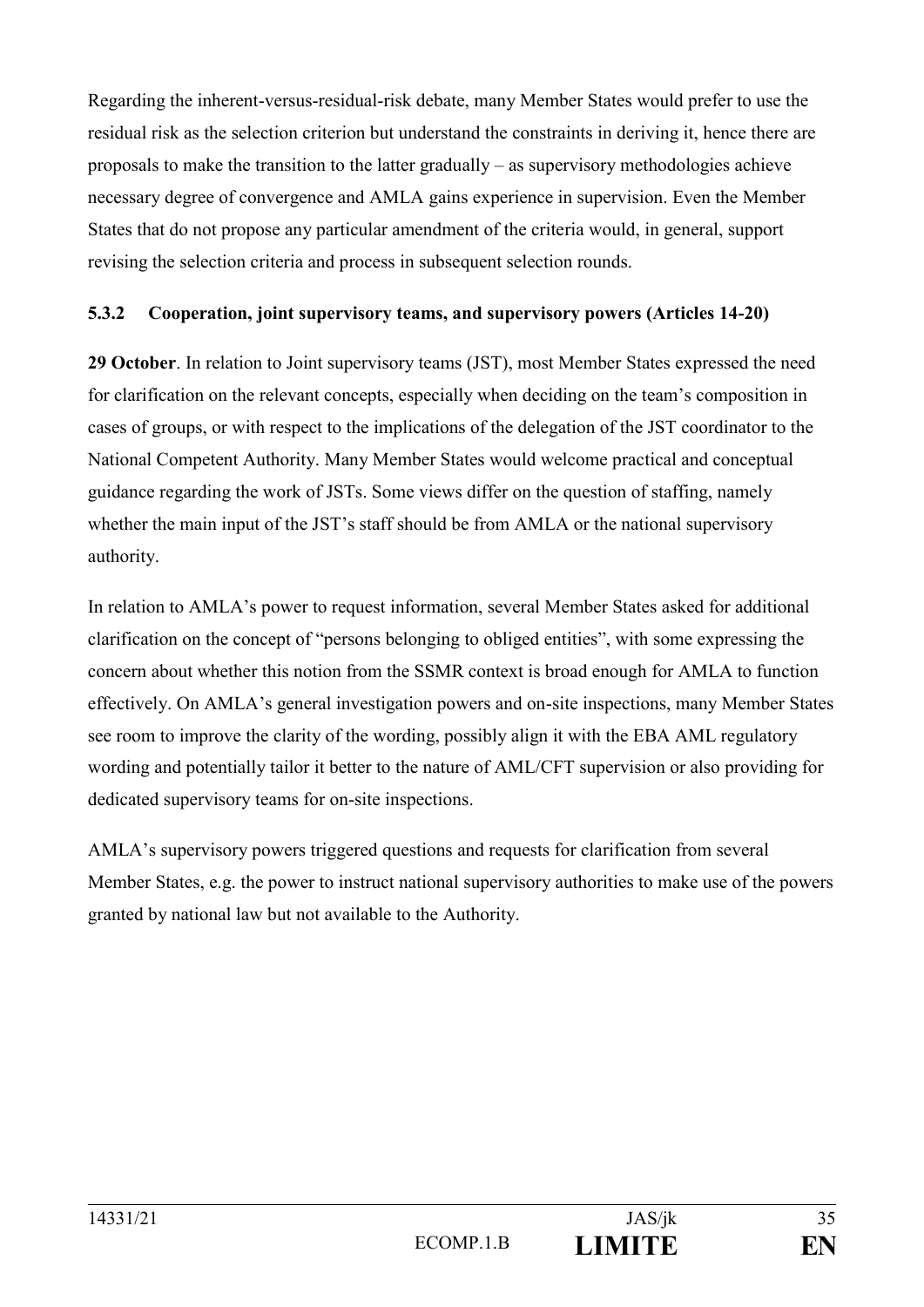Regarding the inherent-versus-residual-risk debate, many Member States would prefer to use the residual risk as the selection criterion but understand the constraints in deriving it, hence there are proposals to make the transition to the latter gradually – as supervisory methodologies achieve necessary degree of convergence and AMLA gains experience in supervision. Even the Member States that do not propose any particular amendment of the criteria would, in general, support revising the selection criteria and process in subsequent selection rounds.

### 5.3.2 Cooperation, joint supervisory teams, and supervisory powers (Articles 14-20)

**29 October**. In relation to Joint supervisory teams (JST), most Member States expressed the need for clarification on the relevant concepts, especially when deciding on the team's composition in cases of groups, or with respect to the implications of the delegation of the JST coordinator to the National Competent Authority. Many Member States would welcome practical and conceptual guidance regarding the work of JSTs. Some views differ on the question of staffing, namely whether the main input of the JST's staff should be from AMLA or the national supervisory authority.

In relation to AMLA's power to request information, several Member States asked for additional clarification on the concept of "persons belonging to obliged entities", with some expressing the concern about whether this notion from the SSMR context is broad enough for AMLA to function effectively. On AMLA's general investigation powers and on-site inspections, many Member States see room to improve the clarity of the wording, possibly align it with the EBA AML regulatory wording and potentially tailor it better to the nature of AML/CFT supervision or also providing for dedicated supervisory teams for on-site inspections.

AMLA's supervisory powers triggered questions and requests for clarification from several Member States, e.g. the power to instruct national supervisory authorities to make use of the powers granted by national law but not available to the Authority.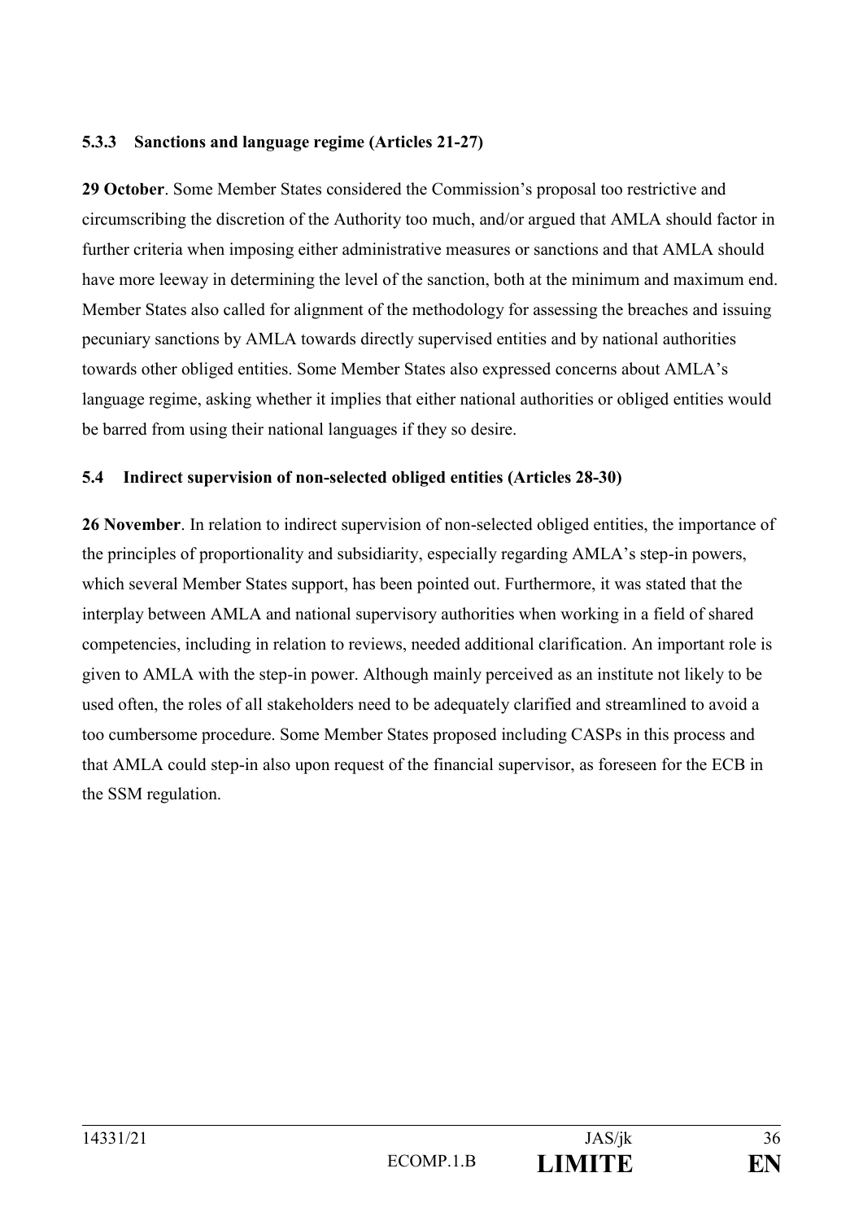#### 5.3.3 Sanctions and language regime (Articles 21-27)

**29 October**. Some Member States considered the Commission's proposal too restrictive and circumscribing the discretion of the Authority too much, and/or argued that AMLA should factor in further criteria when imposing either administrative measures or sanctions and that AMLA should have more leeway in determining the level of the sanction, both at the minimum and maximum end. Member States also called for alignment of the methodology for assessing the breaches and issuing pecuniary sanctions by AMLA towards directly supervised entities and by national authorities towards other obliged entities. Some Member States also expressed concerns about AMLA's language regime, asking whether it implies that either national authorities or obliged entities would be barred from using their national languages if they so desire.

### 5.4 Indirect supervision of non-selected obliged entities (Articles 28-30)

**26 November**. In relation to indirect supervision of non-selected obliged entities, the importance of the principles of proportionality and subsidiarity, especially regarding AMLA's step-in powers, which several Member States support, has been pointed out. Furthermore, it was stated that the interplay between AMLA and national supervisory authorities when working in a field of shared competencies, including in relation to reviews, needed additional clarification. An important role is given to AMLA with the step-in power. Although mainly perceived as an institute not likely to be used often, the roles of all stakeholders need to be adequately clarified and streamlined to avoid a too cumbersome procedure. Some Member States proposed including CASPs in this process and that AMLA could step-in also upon request of the financial supervisor, as foreseen for the ECB in the SSM regulation.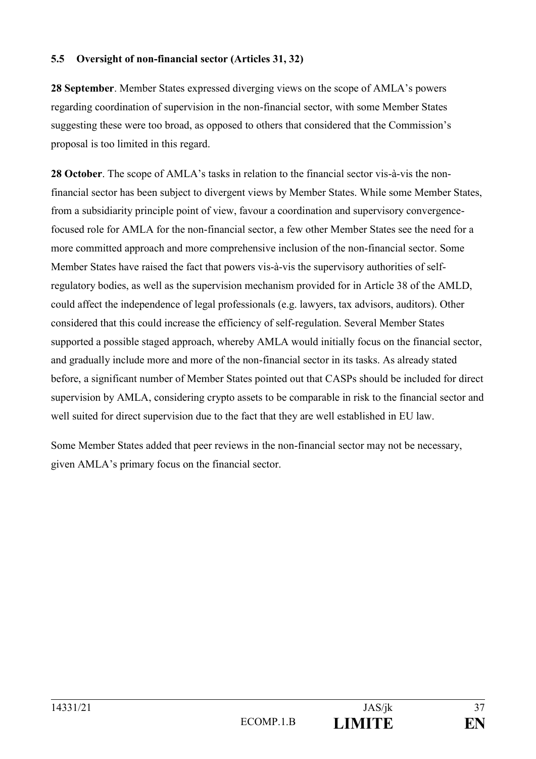### 5.5 Oversight of non-financial sector (Articles 31, 32)

**28 September**. Member States expressed diverging views on the scope of AMLA's powers regarding coordination of supervision in the non-financial sector, with some Member States suggesting these were too broad, as opposed to others that considered that the Commission's proposal is too limited in this regard.

**28 October**. The scope of AMLA's tasks in relation to the financial sector vis-à-vis the non-financial sector has been subject to divergent views by Member States. While some Member States, from a subsidiarity principle point of view, favour a coordination and supervisory convergence-focused role for AMLA for the non-financial sector, a few other Member States see the need for a more committed approach and more comprehensive inclusion of the non-financial sector. Some Member States have raised the fact that powers vis-à-vis the supervisory authorities of self-regulatory bodies, as well as the supervision mechanism provided for in Article 38 of the AMLD, could affect the independence of legal professionals (e.g. lawyers, tax advisors, auditors). Other considered that this could increase the efficiency of self-regulation. Several Member States supported a possible staged approach, whereby AMLA would initially focus on the financial sector, and gradually include more and more of the non-financial sector in its tasks. As already stated before, a significant number of Member States pointed out that CASPs should be included for direct supervision by AMLA, considering crypto assets to be comparable in risk to the financial sector and well suited for direct supervision due to the fact that they are well established in EU law.

Some Member States added that peer reviews in the non-financial sector may not be necessary, given AMLA's primary focus on the financial sector.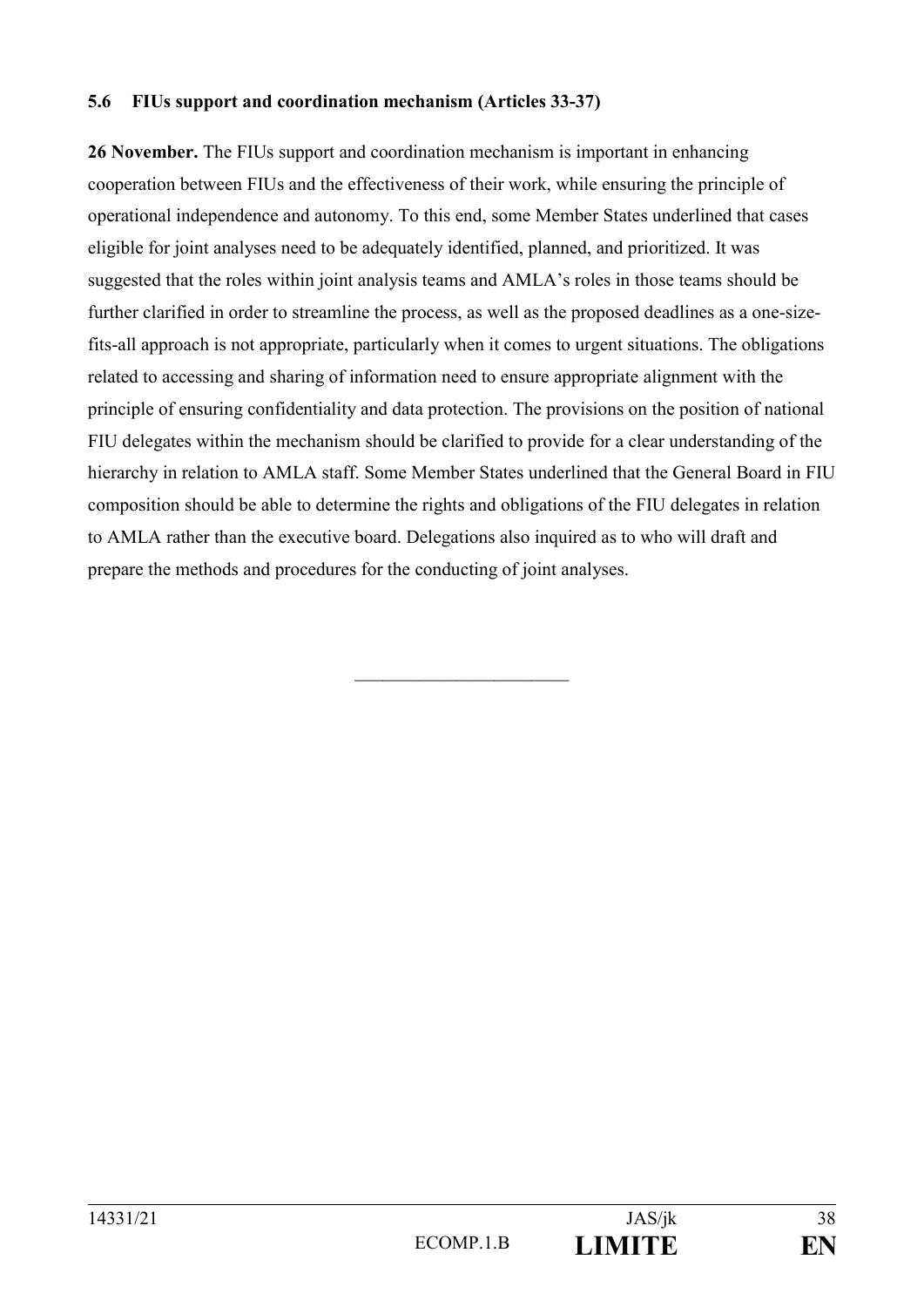### 5.6 FIUs support and coordination mechanism (Articles 33-37)

**26 November.** The FIUs support and coordination mechanism is important in enhancing cooperation between FIUs and the effectiveness of their work, while ensuring the principle of operational independence and autonomy. To this end, some Member States underlined that cases eligible for joint analyses need to be adequately identified, planned, and prioritized. It was suggested that the roles within joint analysis teams and AMLA's roles in those teams should be further clarified in order to streamline the process, as well as the proposed deadlines as a one-size-fits-all approach is not appropriate, particularly when it comes to urgent situations. The obligations related to accessing and sharing of information need to ensure appropriate alignment with the principle of ensuring confidentiality and data protection. The provisions on the position of national FIU delegates within the mechanism should be clarified to provide for a clear understanding of the hierarchy in relation to AMLA staff. Some Member States underlined that the General Board in FIU composition should be able to determine the rights and obligations of the FIU delegates in relation to AMLA rather than the executive board. Delegations also inquired as to who will draft and prepare the methods and procedures for the conducting of joint analyses.

---